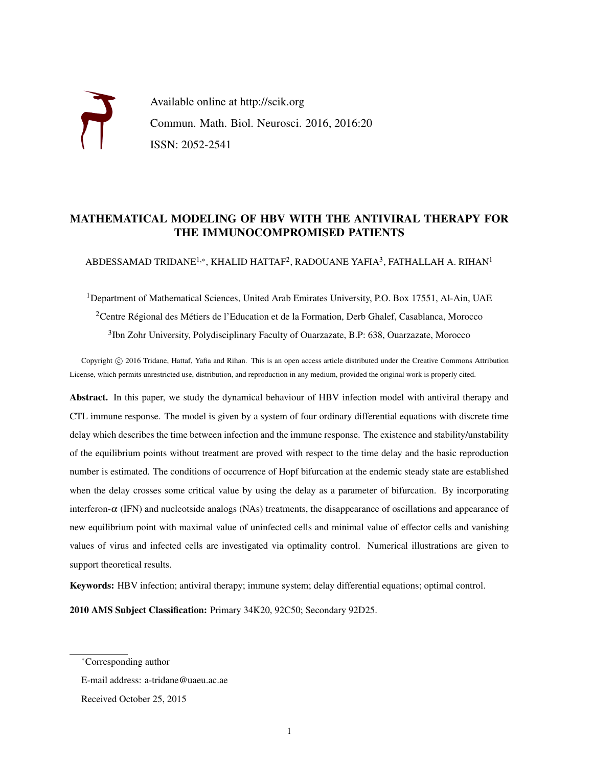Available online at http://scik.org

Commun. Math. Biol. Neurosci. 2016, 2016:20

ISSN: 2052-2541

# MATHEMATICAL MODELING OF HBV WITH THE ANTIVIRAL THERAPY FOR THE IMMUNOCOMPROMISED PATIENTS

ABDESSAMAD TRIDANE[1,*], KHALID HATTAF[2], RADOUANE YAFIA[3], FATHALLAH A. RIHAN[1]

[1]Department of Mathematical Sciences, United Arab Emirates University, P.O. Box 17551, Al-Ain, UAE

[2]Centre Régional des Métiers de l'Education et de la Formation, Derb Ghalef, Casablanca, Morocco

[3]Ibn Zohr University, Polydisciplinary Faculty of Ouarzazate, B.P: 638, Ouarzazate, Morocco

Copyright © 2016 Tridane, Hattaf, Yafia and Rihan. This is an open access article distributed under the Creative Commons Attribution License, which permits unrestricted use, distribution, and reproduction in any medium, provided the original work is properly cited.

**Abstract.** In this paper, we study the dynamical behaviour of HBV infection model with antiviral therapy and CTL immune response. The model is given by a system of four ordinary differential equations with discrete time delay which describes the time between infection and the immune response. The existence and stability/unstability of the equilibrium points without treatment are proved with respect to the time delay and the basic reproduction number is estimated. The conditions of occurrence of Hopf bifurcation at the endemic steady state are established when the delay crosses some critical value by using the delay as a parameter of bifurcation. By incorporating interferon-$\alpha$ (IFN) and nucleotside analogs (NAs) treatments, the disappearance of oscillations and appearance of new equilibrium point with maximal value of uninfected cells and minimal value of effector cells and vanishing values of virus and infected cells are investigated via optimality control. Numerical illustrations are given to support theoretical results.

**Keywords:** HBV infection; antiviral therapy; immune system; delay differential equations; optimal control.

**2010 AMS Subject Classification:** Primary 34K20, 92C50; Secondary 92D25.

---

*Corresponding author

E-mail address: a-tridane@uaeu.ac.ae

Received October 25, 2015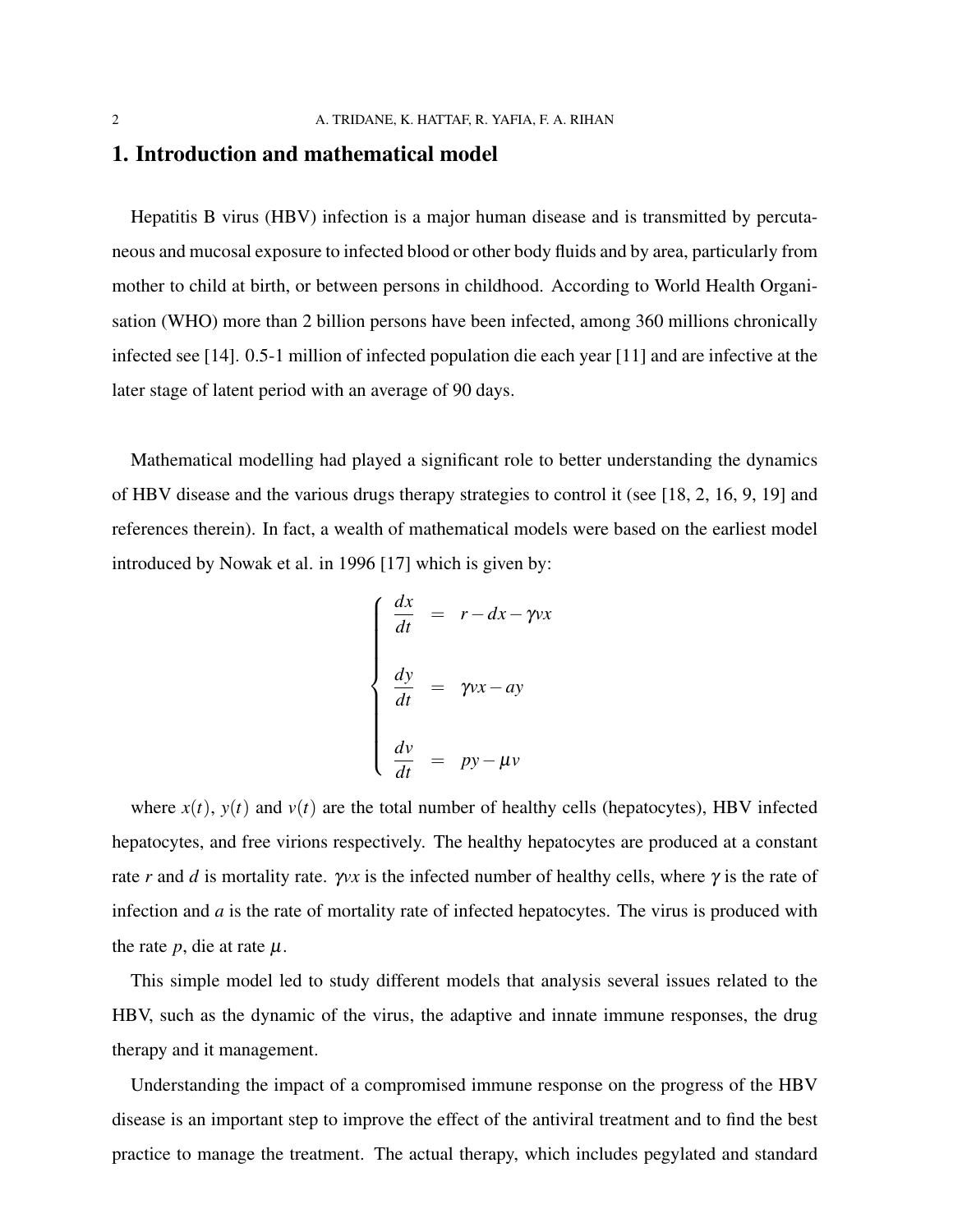## 1. Introduction and mathematical model

Hepatitis B virus (HBV) infection is a major human disease and is transmitted by percutaneous and mucosal exposure to infected blood or other body fluids and by area, particularly from mother to child at birth, or between persons in childhood. According to World Health Organisation (WHO) more than 2 billion persons have been infected, among 360 millions chronically infected see [14]. 0.5-1 million of infected population die each year [11] and are infective at the later stage of latent period with an average of 90 days.

Mathematical modelling had played a significant role to better understanding the dynamics of HBV disease and the various drugs therapy strategies to control it (see [18, 2, 16, 9, 19] and references therein). In fact, a wealth of mathematical models were based on the earliest model introduced by Nowak et al. in 1996 [17] which is given by:

$$
\begin{cases}
\dfrac{dx}{dt} &= r - dx - \gamma v x \\[2ex]
\dfrac{dy}{dt} &= \gamma v x - a y \\[2ex]
\dfrac{dv}{dt} &= p y - \mu v
\end{cases}
$$

where $x(t)$, $y(t)$ and $v(t)$ are the total number of healthy cells (hepatocytes), HBV infected hepatocytes, and free virions respectively. The healthy hepatocytes are produced at a constant rate $r$ and $d$ is mortality rate. $\gamma vx$ is the infected number of healthy cells, where $\gamma$ is the rate of infection and $a$ is the rate of mortality rate of infected hepatocytes. The virus is produced with the rate $p$, die at rate $\mu$.

This simple model led to study different models that analysis several issues related to the HBV, such as the dynamic of the virus, the adaptive and innate immune responses, the drug therapy and it management.

Understanding the impact of a compromised immune response on the progress of the HBV disease is an important step to improve the effect of the antiviral treatment and to find the best practice to manage the treatment. The actual therapy, which includes pegylated and standard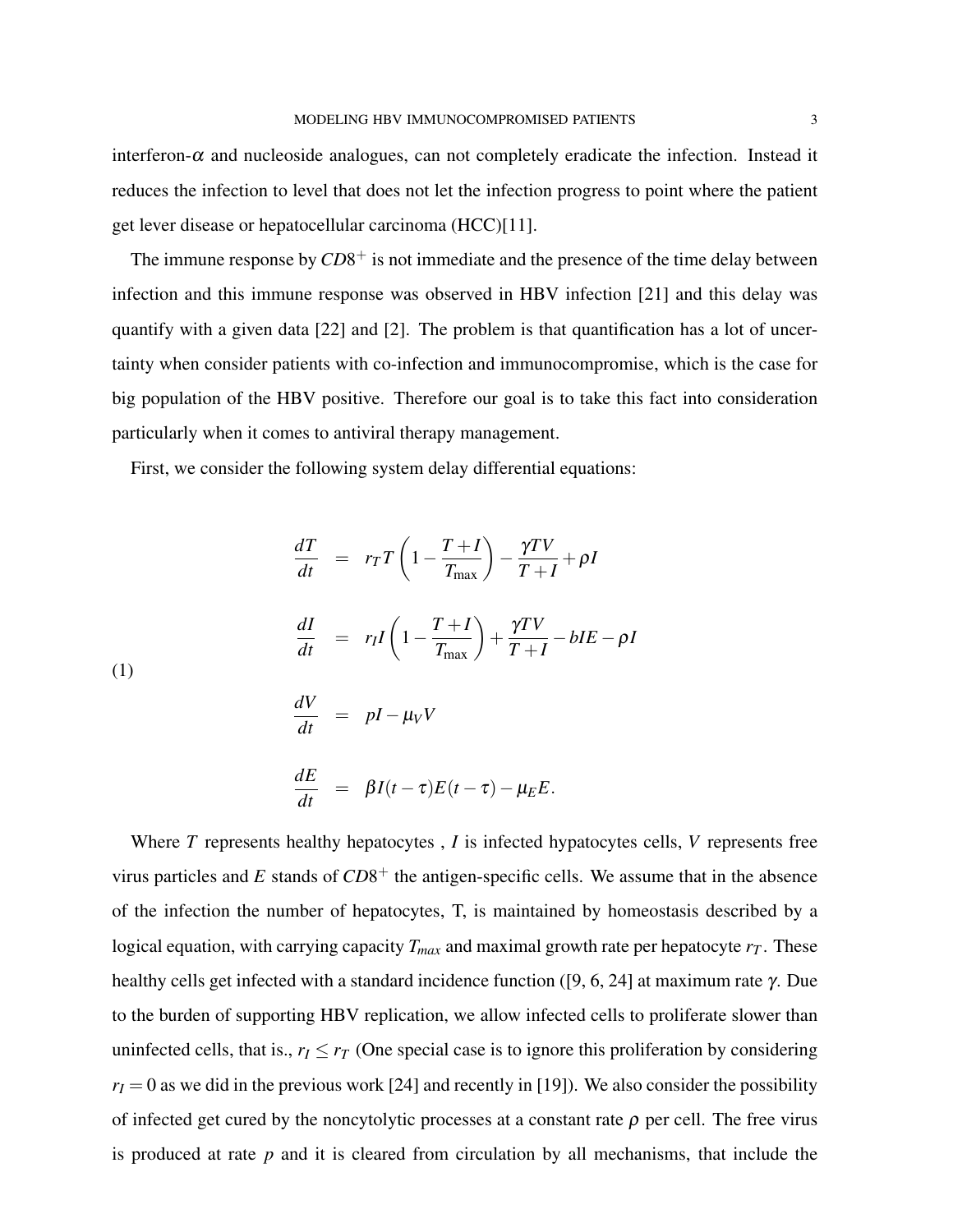interferon-$\alpha$ and nucleoside analogues, can not completely eradicate the infection. Instead it reduces the infection to level that does not let the infection progress to point where the patient get lever disease or hepatocellular carcinoma (HCC)[11].

The immune response by $CD8^+$ is not immediate and the presence of the time delay between infection and this immune response was observed in HBV infection [21] and this delay was quantify with a given data [22] and [2]. The problem is that quantification has a lot of uncertainty when consider patients with co-infection and immunocompromise, which is the case for big population of the HBV positive. Therefore our goal is to take this fact into consideration particularly when it comes to antiviral therapy management.

First, we consider the following system delay differential equations:

$$
\begin{aligned}
\frac{dT}{dt} &= r_T T\left(1-\frac{T+I}{T_{\max}}\right)-\frac{\gamma TV}{T+I}+\rho I \\
\frac{dI}{dt} &= r_I I\left(1-\frac{T+I}{T_{\max}}\right)+\frac{\gamma TV}{T+I}-bIE-\rho I \\
\frac{dV}{dt} &= pI-\mu_V V \\
\frac{dE}{dt} &= \beta I(t-\tau)E(t-\tau)-\mu_E E.
\end{aligned}
\tag{1}
$$

Where $T$ represents healthy hepatocytes , $I$ is infected hypatocytes cells, $V$ represents free virus particles and $E$ stands of $CD8^+$ the antigen-specific cells. We assume that in the absence of the infection the number of hepatocytes, T, is maintained by homeostasis described by a logical equation, with carrying capacity $T_{max}$ and maximal growth rate per hepatocyte $r_T$. These healthy cells get infected with a standard incidence function ([9, 6, 24] at maximum rate $\gamma$. Due to the burden of supporting HBV replication, we allow infected cells to proliferate slower than uninfected cells, that is., $r_I \leq r_T$ (One special case is to ignore this proliferation by considering $r_I = 0$ as we did in the previous work [24] and recently in [19]). We also consider the possibility of infected get cured by the noncytolytic processes at a constant rate $\rho$ per cell. The free virus is produced at rate $p$ and it is cleared from circulation by all mechanisms, that include the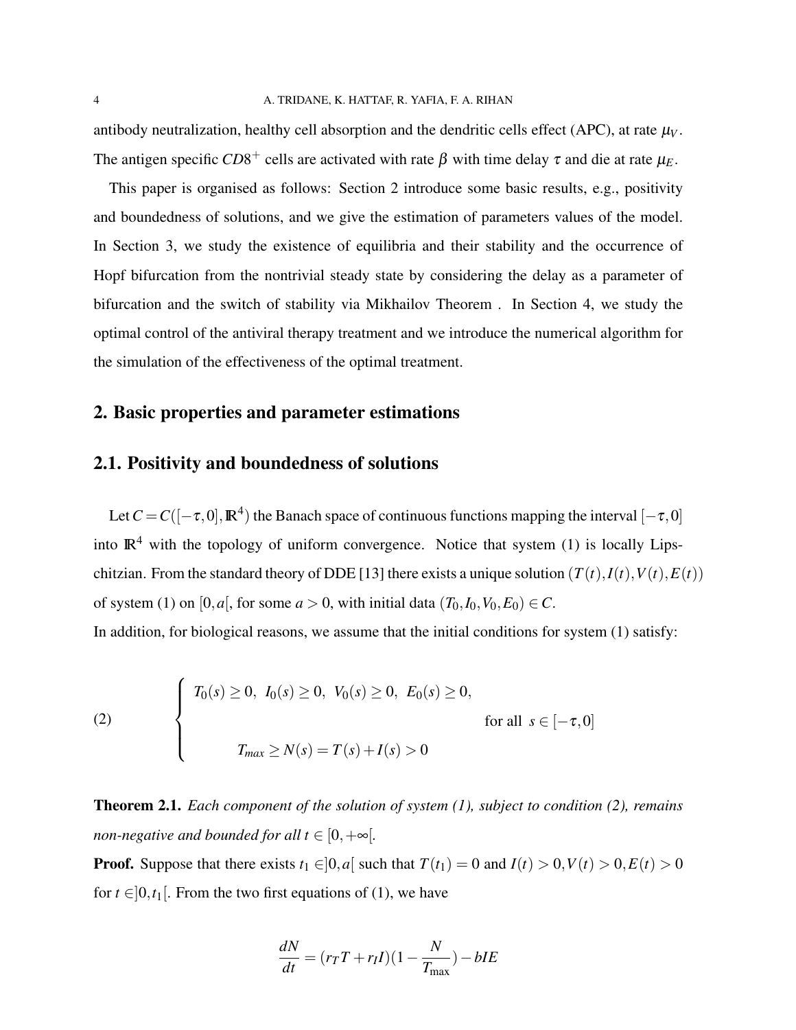antibody neutralization, healthy cell absorption and the dendritic cells effect (APC), at rate $\mu_V$. The antigen specific $CD8^+$ cells are activated with rate $\beta$ with time delay $\tau$ and die at rate $\mu_E$.

This paper is organised as follows: Section 2 introduce some basic results, e.g., positivity and boundedness of solutions, and we give the estimation of parameters values of the model. In Section 3, we study the existence of equilibria and their stability and the occurrence of Hopf bifurcation from the nontrivial steady state by considering the delay as a parameter of bifurcation and the switch of stability via Mikhailov Theorem . In Section 4, we study the optimal control of the antiviral therapy treatment and we introduce the numerical algorithm for the simulation of the effectiveness of the optimal treatment.

## 2. Basic properties and parameter estimations

### 2.1. Positivity and boundedness of solutions

Let $C = C([-\tau, 0], \mathbb{R}^4)$ the Banach space of continuous functions mapping the interval $[-\tau, 0]$ into $\mathbb{R}^4$ with the topology of uniform convergence. Notice that system (1) is locally Lipschitzian. From the standard theory of DDE [13] there exists a unique solution $(T(t), I(t), V(t), E(t))$ of system (1) on $[0, a[$, for some $a > 0$, with initial data $(T_0, I_0, V_0, E_0) \in C$.
In addition, for biological reasons, we assume that the initial conditions for system (1) satisfy:

$$
\left\{
\begin{array}{ll}
T_0(s) \geq 0, \;\; I_0(s) \geq 0, \;\; V_0(s) \geq 0, \;\; E_0(s) \geq 0, & \\
 & \text{for all } \; s \in [-\tau, 0] \\
T_{max} \geq N(s) = T(s) + I(s) > 0 &
\end{array}
\right. \tag{2}
$$

**Theorem 2.1.** *Each component of the solution of system (1), subject to condition (2), remains non-negative and bounded for all $t \in [0, +\infty[$.*

**Proof.** Suppose that there exists $t_1 \in ]0, a[$ such that $T(t_1) = 0$ and $I(t) > 0, V(t) > 0, E(t) > 0$ for $t \in ]0, t_1[$. From the two first equations of (1), we have

$$
\frac{dN}{dt} = (r_T T + r_I I)(1 - \frac{N}{T_{\max}}) - bIE
$$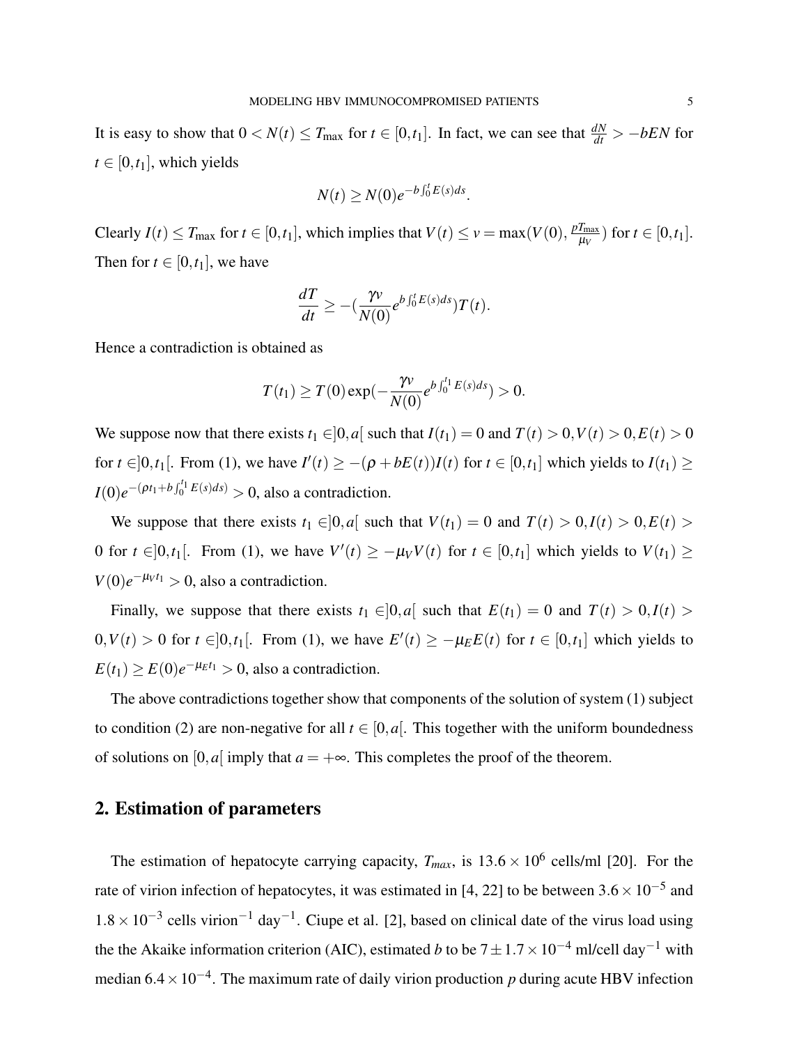It is easy to show that $0 < N(t) \leq T_{\max}$ for $t \in [0,t_1]$. In fact, we can see that $\frac{dN}{dt} > -bEN$ for $t \in [0,t_1]$, which yields

$$N(t) \geq N(0)e^{-b\int_0^t E(s)ds}.$$

Clearly $I(t) \leq T_{\max}$ for $t \in [0,t_1]$, which implies that $V(t) \leq v = \max(V(0), \frac{pT_{\max}}{\mu_V})$ for $t \in [0,t_1]$. Then for $t \in [0,t_1]$, we have

$$\frac{dT}{dt} \geq -(\frac{\gamma v}{N(0)}e^{b\int_0^t E(s)ds})T(t).$$

Hence a contradiction is obtained as

$$T(t_1) \geq T(0)\exp(-\frac{\gamma v}{N(0)}e^{b\int_0^{t_1} E(s)ds}) > 0.$$

We suppose now that there exists $t_1 \in ]0,a[$ such that $I(t_1) = 0$ and $T(t) > 0, V(t) > 0, E(t) > 0$ for $t \in ]0,t_1[$. From (1), we have $I'(t) \geq -(\rho + bE(t))I(t)$ for $t \in [0,t_1]$ which yields to $I(t_1) \geq I(0)e^{-(\rho t_1 + b\int_0^{t_1} E(s)ds)} > 0$, also a contradiction.

We suppose that there exists $t_1 \in ]0,a[$ such that $V(t_1) = 0$ and $T(t) > 0, I(t) > 0, E(t) > 0$ for $t \in ]0,t_1[$. From (1), we have $V'(t) \geq -\mu_V V(t)$ for $t \in [0,t_1]$ which yields to $V(t_1) \geq V(0)e^{-\mu_V t_1} > 0$, also a contradiction.

Finally, we suppose that there exists $t_1 \in ]0,a[$ such that $E(t_1) = 0$ and $T(t) > 0, I(t) > 0, V(t) > 0$ for $t \in ]0,t_1[$. From (1), we have $E'(t) \geq -\mu_E E(t)$ for $t \in [0,t_1]$ which yields to $E(t_1) \geq E(0)e^{-\mu_E t_1} > 0$, also a contradiction.

The above contradictions together show that components of the solution of system (1) subject to condition (2) are non-negative for all $t \in [0,a[$. This together with the uniform boundedness of solutions on $[0,a[$ imply that $a = +\infty$. This completes the proof of the theorem.

## 2. Estimation of parameters

The estimation of hepatocyte carrying capacity, $T_{max}$, is $13.6 \times 10^6$ cells/ml [20]. For the rate of virion infection of hepatocytes, it was estimated in [4, 22] to be between $3.6 \times 10^{-5}$ and $1.8 \times 10^{-3}$ cells virion$^{-1}$ day$^{-1}$. Ciupe et al. [2], based on clinical date of the virus load using the the Akaike information criterion (AIC), estimated $b$ to be $7 \pm 1.7 \times 10^{-4}$ ml/cell day$^{-1}$ with median $6.4 \times 10^{-4}$. The maximum rate of daily virion production $p$ during acute HBV infection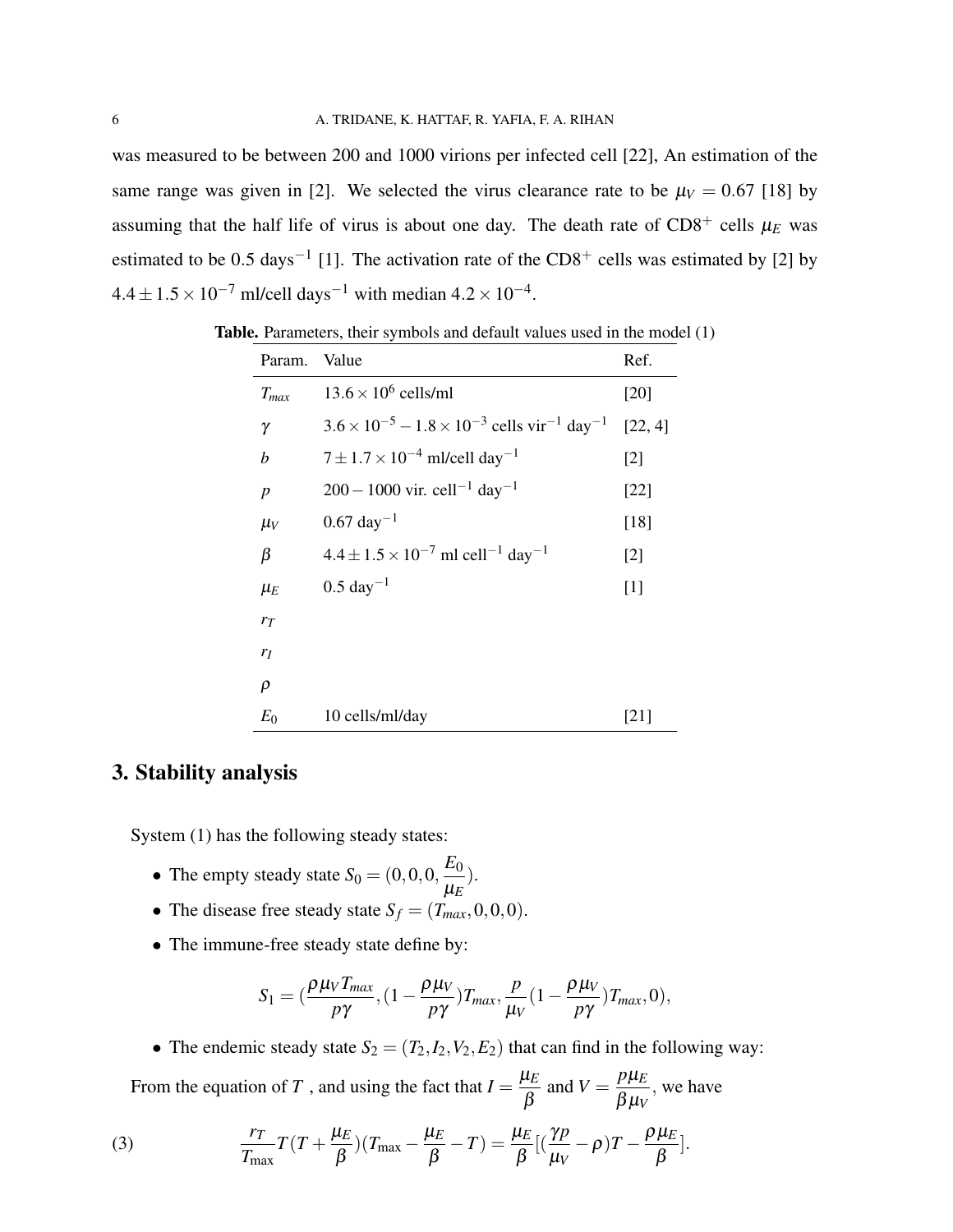was measured to be between 200 and 1000 virions per infected cell [22], An estimation of the same range was given in [2]. We selected the virus clearance rate to be $\mu_V = 0.67$ [18] by assuming that the half life of virus is about one day. The death rate of CD8$^+$ cells $\mu_E$ was estimated to be 0.5 days$^{-1}$ [1]. The activation rate of the CD8$^+$ cells was estimated by [2] by $4.4 \pm 1.5 \times 10^{-7}$ ml/cell days$^{-1}$ with median $4.2 \times 10^{-4}$.

**Table.** Parameters, their symbols and default values used in the model (1)

| Param. | Value | Ref. |
|---|---|---|
| $T_{max}$ | $13.6 \times 10^6$ cells/ml | [20] |
| $\gamma$ | $3.6 \times 10^{-5} - 1.8 \times 10^{-3}$ cells vir$^{-1}$ day$^{-1}$ | [22, 4] |
| $b$ | $7 \pm 1.7 \times 10^{-4}$ ml/cell day$^{-1}$ | [2] |
| $p$ | $200 - 1000$ vir. cell$^{-1}$ day$^{-1}$ | [22] |
| $\mu_V$ | 0.67 day$^{-1}$ | [18] |
| $\beta$ | $4.4 \pm 1.5 \times 10^{-7}$ ml cell$^{-1}$ day$^{-1}$ | [2] |
| $\mu_E$ | 0.5 day$^{-1}$ | [1] |
| $r_T$ | | |
| $r_I$ | | |
| $\rho$ | | |
| $E_0$ | 10 cells/ml/day | [21] |

## 3. Stability analysis

System (1) has the following steady states:

- The empty steady state $S_0 = (0, 0, 0, \dfrac{E_0}{\mu_E})$.
- The disease free steady state $S_f = (T_{max}, 0, 0, 0)$.
- The immune-free steady state define by:

$$S_1 = \left(\frac{\rho \mu_V T_{max}}{p\gamma}, (1 - \frac{\rho \mu_V}{p\gamma})T_{max}, \frac{p}{\mu_V}(1 - \frac{\rho \mu_V}{p\gamma})T_{max}, 0\right),$$

- The endemic steady state $S_2 = (T_2, I_2, V_2, E_2)$ that can find in the following way:

From the equation of $T$ , and using the fact that $I = \dfrac{\mu_E}{\beta}$ and $V = \dfrac{p\mu_E}{\beta \mu_V}$, we have

$$\frac{r_T}{T_{\max}} T\left(T + \frac{\mu_E}{\beta}\right)\left(T_{\max} - \frac{\mu_E}{\beta} - T\right) = \frac{\mu_E}{\beta}\left[\left(\frac{\gamma p}{\mu_V} - \rho\right)T - \frac{\rho \mu_E}{\beta}\right]. \tag{3}$$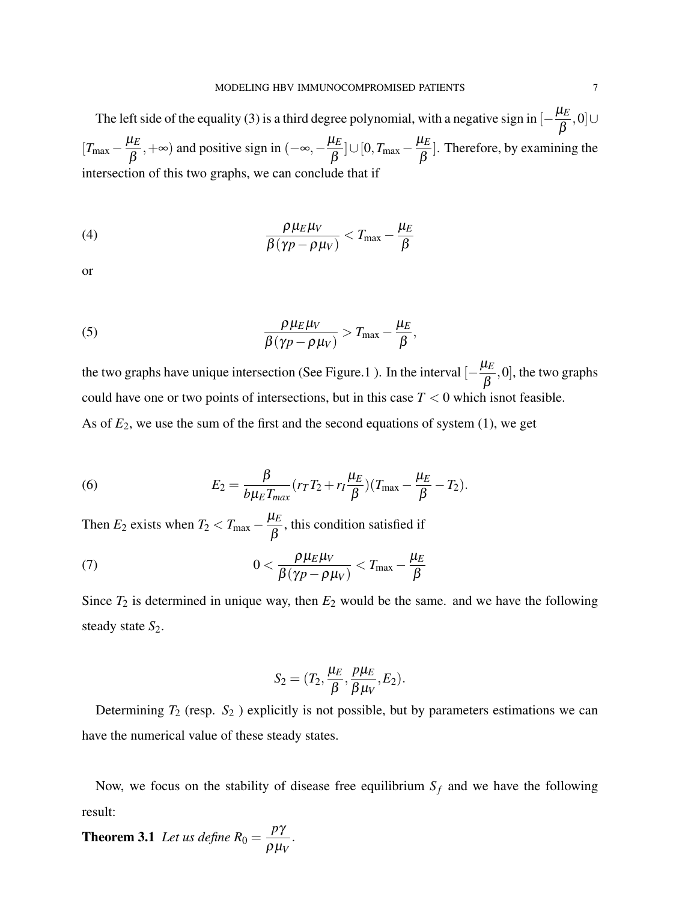The left side of the equality (3) is a third degree polynomial, with a negative sign in $[-\frac{\mu_E}{\beta}, 0] \cup [T_{\max} - \frac{\mu_E}{\beta}, +\infty)$ and positive sign in $(-\infty, -\frac{\mu_E}{\beta}] \cup [0, T_{\max} - \frac{\mu_E}{\beta}]$. Therefore, by examining the intersection of this two graphs, we can conclude that if

$$\frac{\rho \mu_E \mu_V}{\beta(\gamma p - \rho \mu_V)} < T_{\max} - \frac{\mu_E}{\beta} \tag{4}$$

or

$$\frac{\rho \mu_E \mu_V}{\beta(\gamma p - \rho \mu_V)} > T_{\max} - \frac{\mu_E}{\beta}, \tag{5}$$

the two graphs have unique intersection (See Figure.1 ). In the interval $[-\frac{\mu_E}{\beta}, 0]$, the two graphs could have one or two points of intersections, but in this case $T < 0$ which isnot feasible.

As of $E_2$, we use the sum of the first and the second equations of system (1), we get

$$E_2 = \frac{\beta}{b\mu_E T_{max}}(r_T T_2 + r_I \frac{\mu_E}{\beta})(T_{\max} - \frac{\mu_E}{\beta} - T_2). \tag{6}$$

Then $E_2$ exists when $T_2 < T_{\max} - \frac{\mu_E}{\beta}$, this condition satisfied if

$$0 < \frac{\rho \mu_E \mu_V}{\beta(\gamma p - \rho \mu_V)} < T_{\max} - \frac{\mu_E}{\beta} \tag{7}$$

Since $T_2$ is determined in unique way, then $E_2$ would be the same. and we have the following steady state $S_2$.

$$S_2 = (T_2, \frac{\mu_E}{\beta}, \frac{p\mu_E}{\beta \mu_V}, E_2).$$

Determining $T_2$ (resp. $S_2$ ) explicitly is not possible, but by parameters estimations we can have the numerical value of these steady states.

Now, we focus on the stability of disease free equilibrium $S_f$ and we have the following result:

**Theorem 3.1** *Let us define* $R_0 = \frac{p\gamma}{\rho \mu_V}$.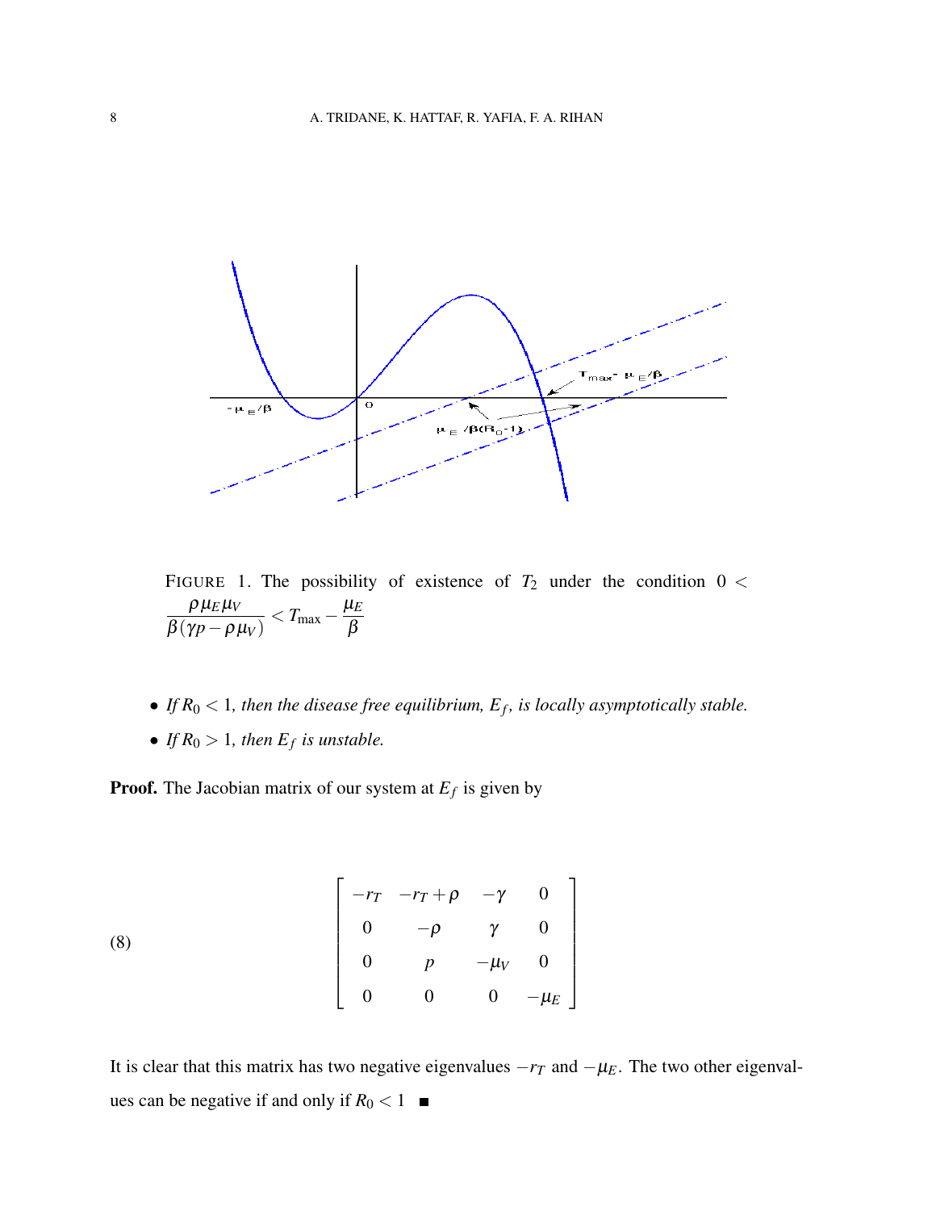FIGURE 1. The possibility of existence of $T_2$ under the condition $0 < \dfrac{\rho\mu_E\mu_V}{\beta(\gamma p - \rho\mu_V)} < T_{\max} - \dfrac{\mu_E}{\beta}$

- *If $R_0 < 1$, then the disease free equilibrium, $E_f$, is locally asymptotically stable.*
- *If $R_0 > 1$, then $E_f$ is unstable.*

**Proof.** The Jacobian matrix of our system at $E_f$ is given by

$$
\begin{bmatrix}
-r_T & -r_T+\rho & -\gamma & 0 \\
0 & -\rho & \gamma & 0 \\
0 & p & -\mu_V & 0 \\
0 & 0 & 0 & -\mu_E
\end{bmatrix}
\tag{8}
$$

It is clear that this matrix has two negative eigenvalues $-r_T$ and $-\mu_E$. The two other eigenvalues can be negative if and only if $R_0 < 1$ ∎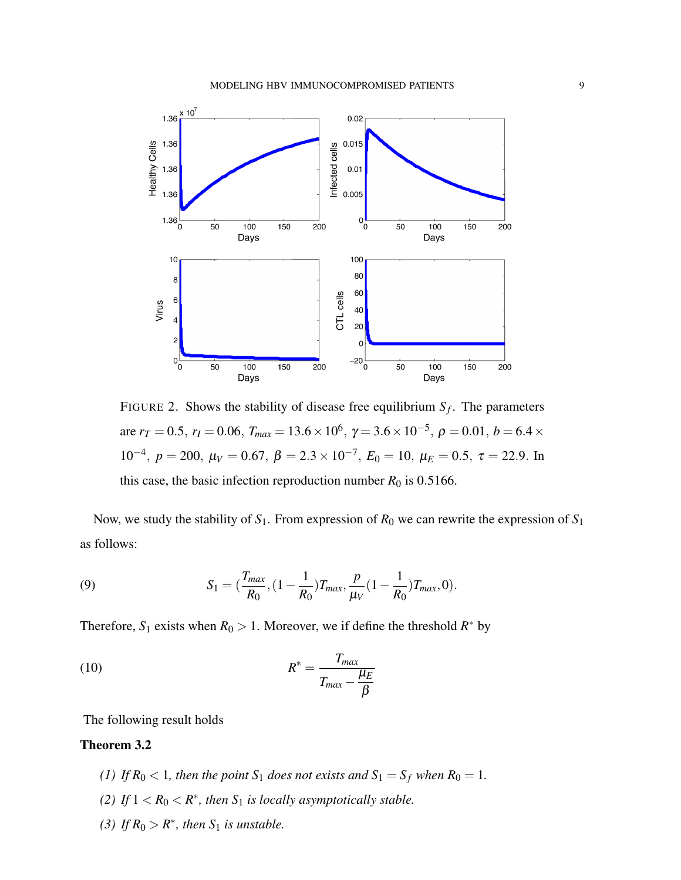FIGURE 2. Shows the stability of disease free equilibrium $S_f$. The parameters are $r_T = 0.5$, $r_I = 0.06$, $T_{max} = 13.6 \times 10^6$, $\gamma = 3.6 \times 10^{-5}$, $\rho = 0.01$, $b = 6.4 \times 10^{-4}$, $p = 200$, $\mu_V = 0.67$, $\beta = 2.3 \times 10^{-7}$, $E_0 = 10$, $\mu_E = 0.5$, $\tau = 22.9$. In this case, the basic infection reproduction number $R_0$ is 0.5166.

Now, we study the stability of $S_1$. From expression of $R_0$ we can rewrite the expression of $S_1$ as follows:

$$S_1 = \left(\frac{T_{max}}{R_0}, (1 - \frac{1}{R_0})T_{max}, \frac{p}{\mu_V}(1 - \frac{1}{R_0})T_{max}, 0\right). \tag{9}$$

Therefore, $S_1$ exists when $R_0 > 1$. Moreover, we if define the threshold $R^*$ by

$$R^* = \frac{T_{max}}{T_{max} - \dfrac{\mu_E}{\beta}} \tag{10}$$

The following result holds

**Theorem 3.2**

1. *If $R_0 < 1$, then the point $S_1$ does not exists and $S_1 = S_f$ when $R_0 = 1$.*
2. *If $1 < R_0 < R^*$, then $S_1$ is locally asymptotically stable.*
3. *If $R_0 > R^*$, then $S_1$ is unstable.*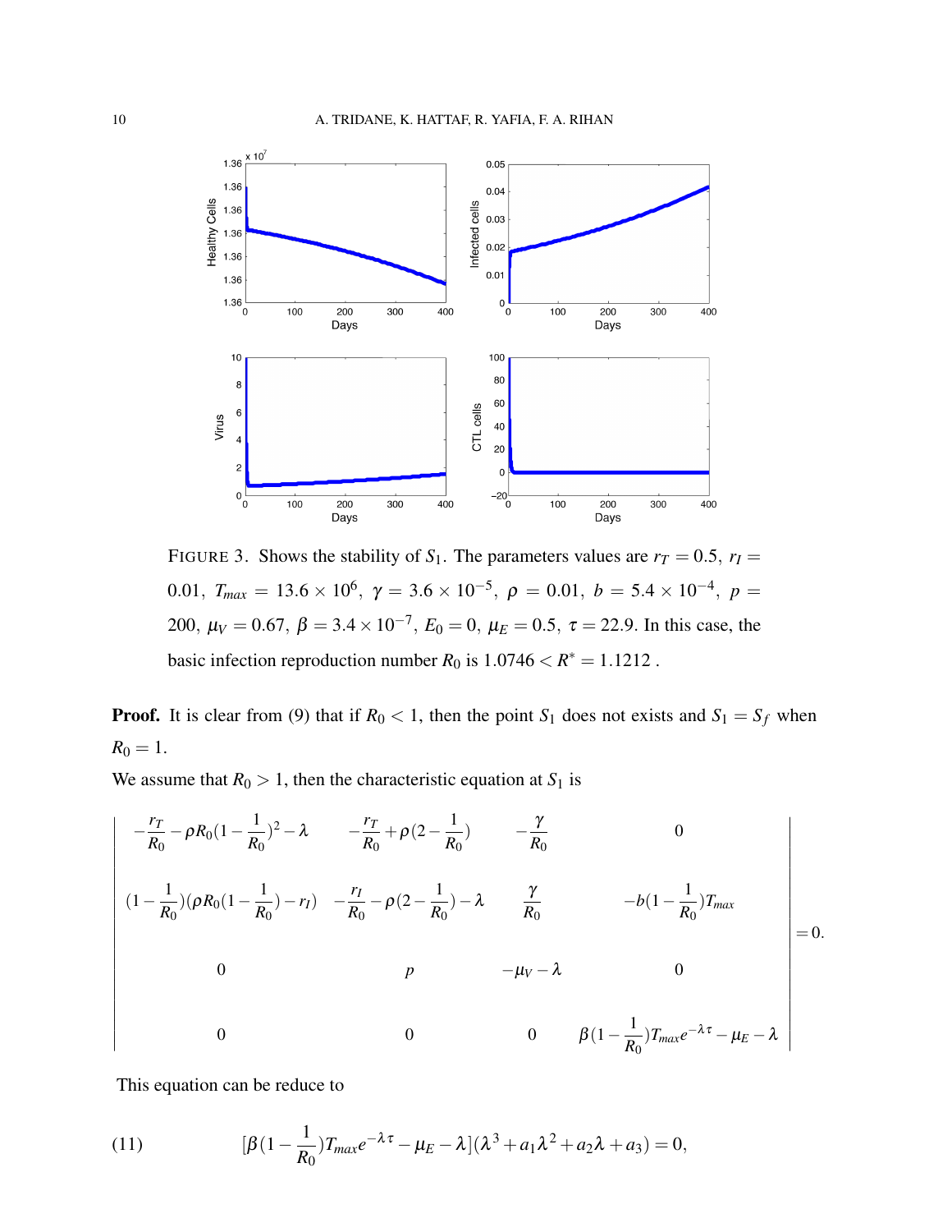FIGURE 3. Shows the stability of $S_1$. The parameters values are $r_T = 0.5,\ r_I = 0.01,\ T_{max} = 13.6 \times 10^6,\ \gamma = 3.6 \times 10^{-5},\ \rho = 0.01,\ b = 5.4 \times 10^{-4},\ p = 200,\ \mu_V = 0.67,\ \beta = 3.4 \times 10^{-7},\ E_0 = 0,\ \mu_E = 0.5,\ \tau = 22.9$. In this case, the basic infection reproduction number $R_0$ is $1.0746 < R^* = 1.1212$ .

**Proof.** It is clear from (9) that if $R_0 < 1$, then the point $S_1$ does not exists and $S_1 = S_f$ when $R_0 = 1$.

We assume that $R_0 > 1$, then the characteristic equation at $S_1$ is

$$
\begin{vmatrix}
-\frac{r_T}{R_0} - \rho R_0 (1-\frac{1}{R_0})^2 - \lambda & -\frac{r_T}{R_0} + \rho(2-\frac{1}{R_0}) & -\frac{\gamma}{R_0} & 0 \\
(1-\frac{1}{R_0})(\rho R_0 (1-\frac{1}{R_0}) - r_I) & -\frac{r_I}{R_0} - \rho(2-\frac{1}{R_0}) - \lambda & \frac{\gamma}{R_0} & -b(1-\frac{1}{R_0})T_{max} \\
0 & p & -\mu_V - \lambda & 0 \\
0 & 0 & 0 & \beta(1-\frac{1}{R_0})T_{max}e^{-\lambda\tau} - \mu_E - \lambda
\end{vmatrix} = 0.
$$

This equation can be reduce to

$$
[\beta(1-\frac{1}{R_0})T_{max}e^{-\lambda\tau} - \mu_E - \lambda](\lambda^3 + a_1\lambda^2 + a_2\lambda + a_3) = 0, \tag{11}
$$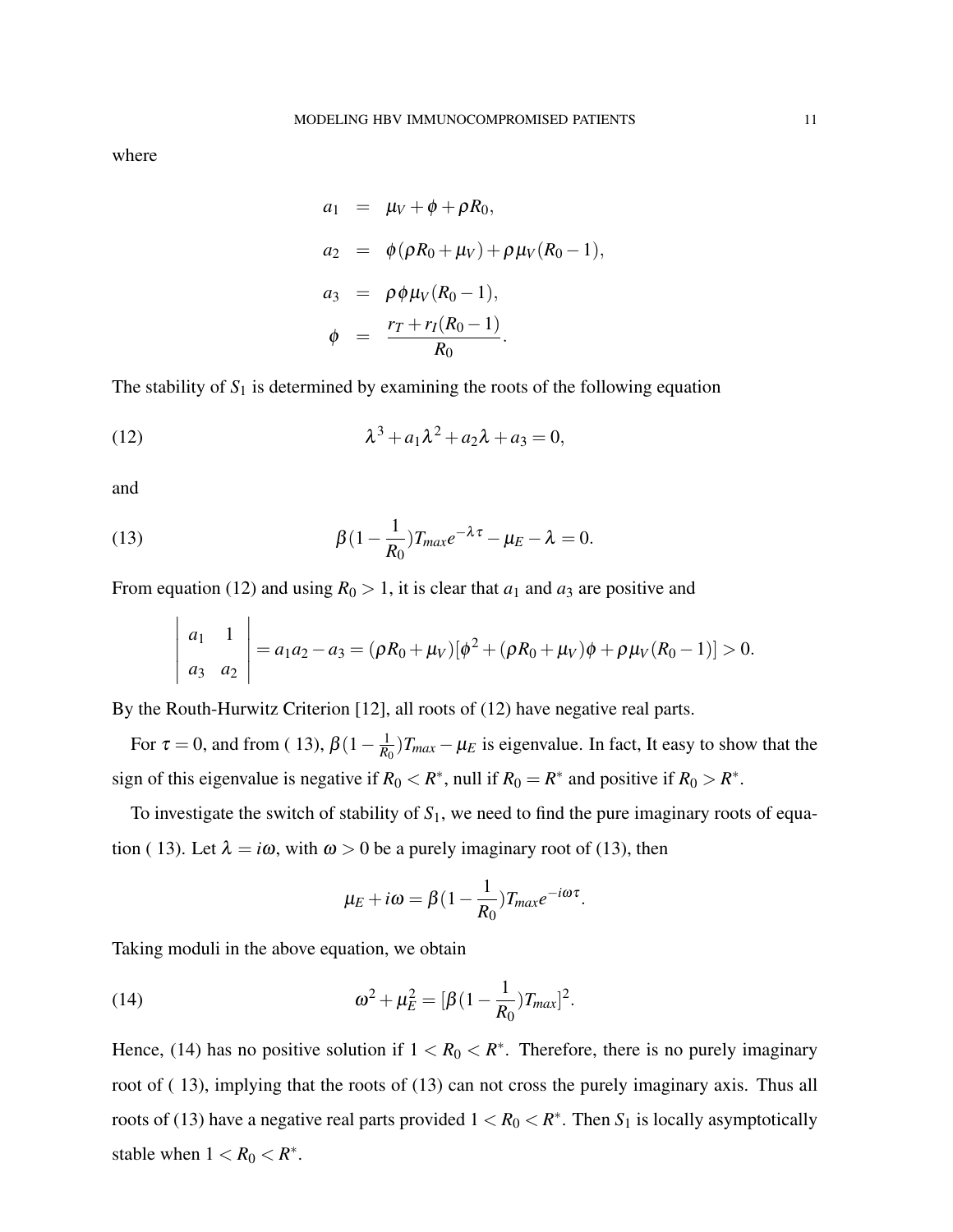where

$$
\begin{aligned}
a_1 &= \mu_V + \phi + \rho R_0, \\
a_2 &= \phi(\rho R_0 + \mu_V) + \rho \mu_V (R_0 - 1), \\
a_3 &= \rho \phi \mu_V (R_0 - 1), \\
\phi &= \frac{r_T + r_I(R_0 - 1)}{R_0}.
\end{aligned}
$$

The stability of $S_1$ is determined by examining the roots of the following equation

$$
\lambda^3 + a_1 \lambda^2 + a_2 \lambda + a_3 = 0, \tag{12}
$$

and

$$
\beta(1 - \frac{1}{R_0}) T_{max} e^{-\lambda \tau} - \mu_E - \lambda = 0. \tag{13}
$$

From equation (12) and using $R_0 > 1$, it is clear that $a_1$ and $a_3$ are positive and

$$
\begin{vmatrix} a_1 & 1 \\ a_3 & a_2 \end{vmatrix} = a_1 a_2 - a_3 = (\rho R_0 + \mu_V)[\phi^2 + (\rho R_0 + \mu_V)\phi + \rho \mu_V (R_0 - 1)] > 0.
$$

By the Routh-Hurwitz Criterion [12], all roots of (12) have negative real parts.

For $\tau = 0$, and from ( 13), $\beta(1 - \frac{1}{R_0}) T_{max} - \mu_E$ is eigenvalue. In fact, It easy to show that the sign of this eigenvalue is negative if $R_0 < R^*$, null if $R_0 = R^*$ and positive if $R_0 > R^*$.

To investigate the switch of stability of $S_1$, we need to find the pure imaginary roots of equation ( 13). Let $\lambda = i\omega$, with $\omega > 0$ be a purely imaginary root of (13), then

$$
\mu_E + i\omega = \beta(1 - \frac{1}{R_0}) T_{max} e^{-i\omega\tau}.
$$

Taking moduli in the above equation, we obtain

$$
\omega^2 + \mu_E^2 = [\beta(1 - \frac{1}{R_0}) T_{max}]^2. \tag{14}
$$

Hence, (14) has no positive solution if $1 < R_0 < R^*$. Therefore, there is no purely imaginary root of ( 13), implying that the roots of (13) can not cross the purely imaginary axis. Thus all roots of (13) have a negative real parts provided $1 < R_0 < R^*$. Then $S_1$ is locally asymptotically stable when $1 < R_0 < R^*$.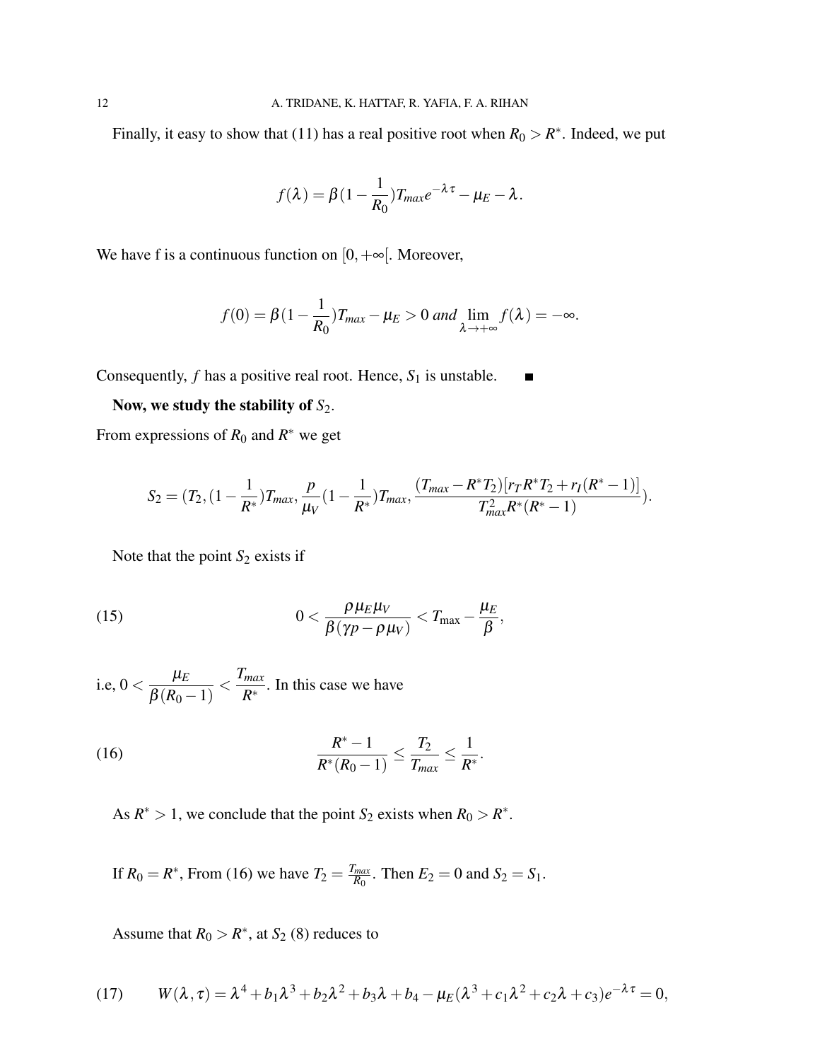Finally, it easy to show that (11) has a real positive root when $R_0 > R^*$. Indeed, we put

$$f(\lambda) = \beta(1 - \frac{1}{R_0})T_{max}e^{-\lambda\tau} - \mu_E - \lambda.$$

We have f is a continuous function on $[0, +\infty[$. Moreover,

$$f(0) = \beta(1 - \frac{1}{R_0})T_{max} - \mu_E > 0 \text{ and } \lim_{\lambda \to +\infty} f(\lambda) = -\infty.$$

Consequently, $f$ has a positive real root. Hence, $S_1$ is unstable. ∎

**Now, we study the stability of $S_2$.**

From expressions of $R_0$ and $R^*$ we get

$$S_2 = (T_2, (1 - \frac{1}{R^*})T_{max}, \frac{p}{\mu_V}(1 - \frac{1}{R^*})T_{max}, \frac{(T_{max} - R^*T_2)[r_T R^* T_2 + r_I(R^* - 1)]}{T_{max}^2 R^*(R^* - 1)}).$$

Note that the point $S_2$ exists if

$$0 < \frac{\rho \mu_E \mu_V}{\beta(\gamma p - \rho \mu_V)} < T_{\max} - \frac{\mu_E}{\beta}, \tag{15}$$

i.e, $0 < \dfrac{\mu_E}{\beta(R_0 - 1)} < \dfrac{T_{max}}{R^*}$. In this case we have

$$\frac{R^* - 1}{R^*(R_0 - 1)} \leq \frac{T_2}{T_{max}} \leq \frac{1}{R^*}. \tag{16}$$

As $R^* > 1$, we conclude that the point $S_2$ exists when $R_0 > R^*$.

If $R_0 = R^*$, From (16) we have $T_2 = \frac{T_{max}}{R_0}$. Then $E_2 = 0$ and $S_2 = S_1$.

Assume that $R_0 > R^*$, at $S_2$ (8) reduces to

$$W(\lambda, \tau) = \lambda^4 + b_1\lambda^3 + b_2\lambda^2 + b_3\lambda + b_4 - \mu_E(\lambda^3 + c_1\lambda^2 + c_2\lambda + c_3)e^{-\lambda\tau} = 0, \tag{17}$$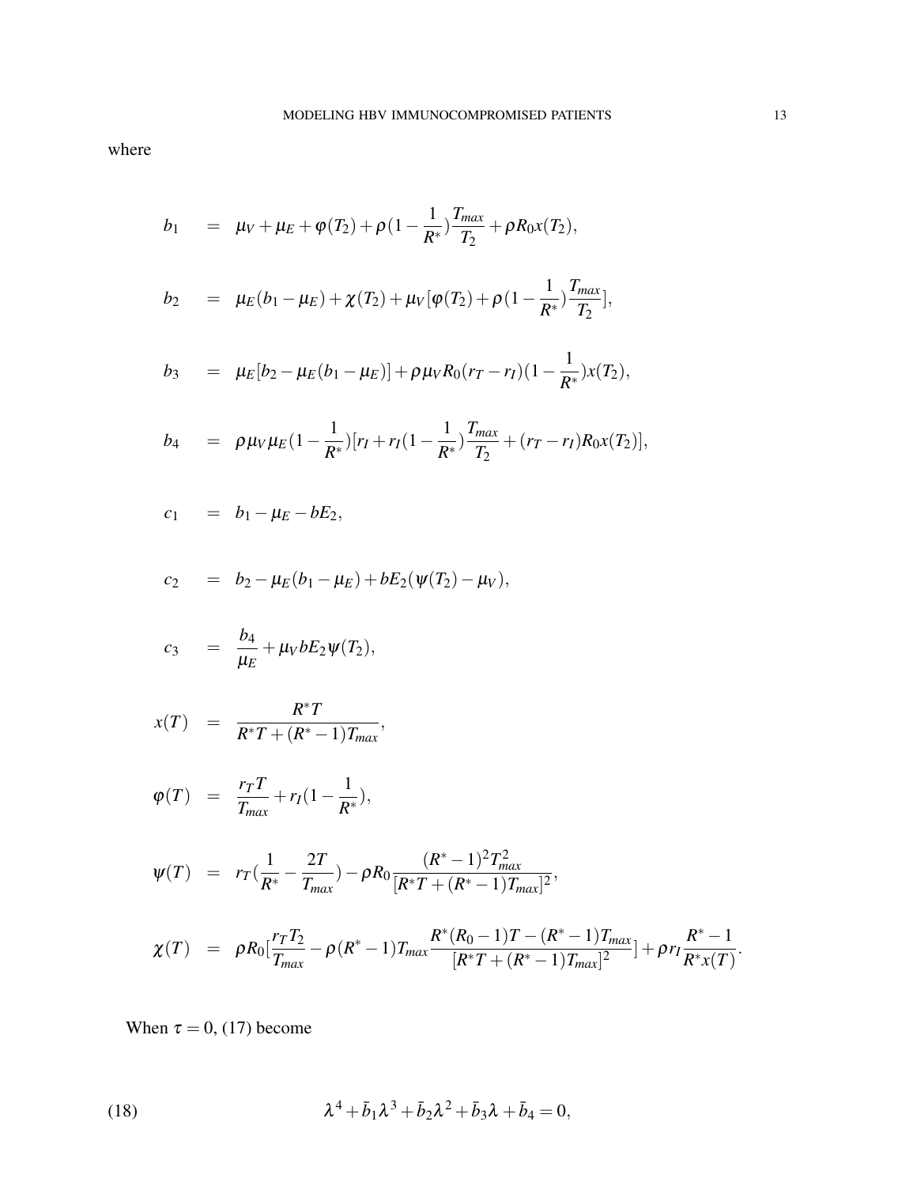where

$$
\begin{aligned}
b_1 &= \mu_V + \mu_E + \varphi(T_2) + \rho(1 - \frac{1}{R^*})\frac{T_{max}}{T_2} + \rho R_0 x(T_2), \\
b_2 &= \mu_E(b_1 - \mu_E) + \chi(T_2) + \mu_V[\varphi(T_2) + \rho(1 - \frac{1}{R^*})\frac{T_{max}}{T_2}], \\
b_3 &= \mu_E[b_2 - \mu_E(b_1 - \mu_E)] + \rho\mu_V R_0 (r_T - r_I)(1 - \frac{1}{R^*})x(T_2), \\
b_4 &= \rho\mu_V\mu_E(1 - \frac{1}{R^*})[r_I + r_I(1 - \frac{1}{R^*})\frac{T_{max}}{T_2} + (r_T - r_I)R_0 x(T_2)], \\
c_1 &= b_1 - \mu_E - bE_2, \\
c_2 &= b_2 - \mu_E(b_1 - \mu_E) + bE_2(\psi(T_2) - \mu_V), \\
c_3 &= \frac{b_4}{\mu_E} + \mu_V bE_2 \psi(T_2), \\
x(T) &= \frac{R^* T}{R^* T + (R^* - 1)T_{max}}, \\
\varphi(T) &= \frac{r_T T}{T_{max}} + r_I(1 - \frac{1}{R^*}), \\
\psi(T) &= r_T(\frac{1}{R^*} - \frac{2T}{T_{max}}) - \rho R_0 \frac{(R^* - 1)^2 T_{max}^2}{[R^* T + (R^* - 1)T_{max}]^2}, \\
\chi(T) &= \rho R_0 [\frac{r_T T_2}{T_{max}} - \rho(R^* - 1)T_{max}\frac{R^*(R_0 - 1)T - (R^* - 1)T_{max}}{[R^* T + (R^* - 1)T_{max}]^2}] + \rho r_I \frac{R^* - 1}{R^* x(T)}.
\end{aligned}
$$

When $\tau = 0$, (17) become

$$
\lambda^4 + \bar{b}_1\lambda^3 + \bar{b}_2\lambda^2 + \bar{b}_3\lambda + \bar{b}_4 = 0, \tag{18}
$$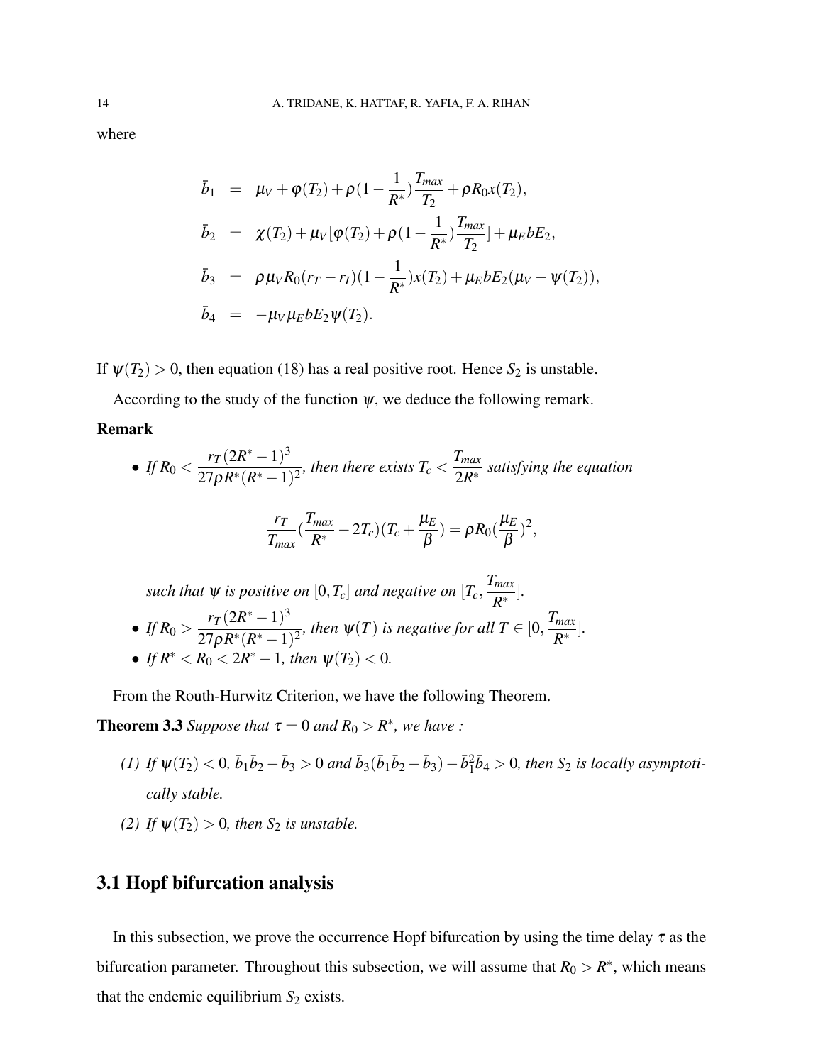where

$$
\begin{aligned}
\bar{b}_1 &= \mu_V + \varphi(T_2) + \rho(1 - \frac{1}{R^*})\frac{T_{max}}{T_2} + \rho R_0 x(T_2), \\
\bar{b}_2 &= \chi(T_2) + \mu_V[\varphi(T_2) + \rho(1 - \frac{1}{R^*})\frac{T_{max}}{T_2}] + \mu_E b E_2, \\
\bar{b}_3 &= \rho \mu_V R_0 (r_T - r_I)(1 - \frac{1}{R^*}) x(T_2) + \mu_E b E_2 (\mu_V - \psi(T_2)), \\
\bar{b}_4 &= -\mu_V \mu_E b E_2 \psi(T_2).
\end{aligned}
$$

If $\psi(T_2) > 0$, then equation (18) has a real positive root. Hence $S_2$ is unstable.

According to the study of the function $\psi$, we deduce the following remark.

**Remark**

- *If* $R_0 < \dfrac{r_T(2R^*-1)^3}{27\rho R^*(R^*-1)^2}$*, then there exists* $T_c < \dfrac{T_{max}}{2R^*}$ *satisfying the equation*

$$
\frac{r_T}{T_{max}}(\frac{T_{max}}{R^*} - 2T_c)(T_c + \frac{\mu_E}{\beta}) = \rho R_0 (\frac{\mu_E}{\beta})^2,
$$

  *such that* $\psi$ *is positive on* $[0, T_c]$ *and negative on* $[T_c, \dfrac{T_{max}}{R^*}]$.
- *If* $R_0 > \dfrac{r_T(2R^*-1)^3}{27\rho R^*(R^*-1)^2}$*, then* $\psi(T)$ *is negative for all* $T \in [0, \dfrac{T_{max}}{R^*}]$.
- *If* $R^* < R_0 < 2R^* - 1$*, then* $\psi(T_2) < 0$.

From the Routh-Hurwitz Criterion, we have the following Theorem.

**Theorem 3.3** *Suppose that* $\tau = 0$ *and* $R_0 > R^*$*, we have :*

*(1) If* $\psi(T_2) < 0$, $\bar{b}_1\bar{b}_2 - \bar{b}_3 > 0$ *and* $\bar{b}_3(\bar{b}_1\bar{b}_2 - \bar{b}_3) - \bar{b}_1^2\bar{b}_4 > 0$*, then* $S_2$ *is locally asymptotically stable.*

*(2) If* $\psi(T_2) > 0$*, then* $S_2$ *is unstable.*

## 3.1 Hopf bifurcation analysis

In this subsection, we prove the occurrence Hopf bifurcation by using the time delay $\tau$ as the bifurcation parameter. Throughout this subsection, we will assume that $R_0 > R^*$, which means that the endemic equilibrium $S_2$ exists.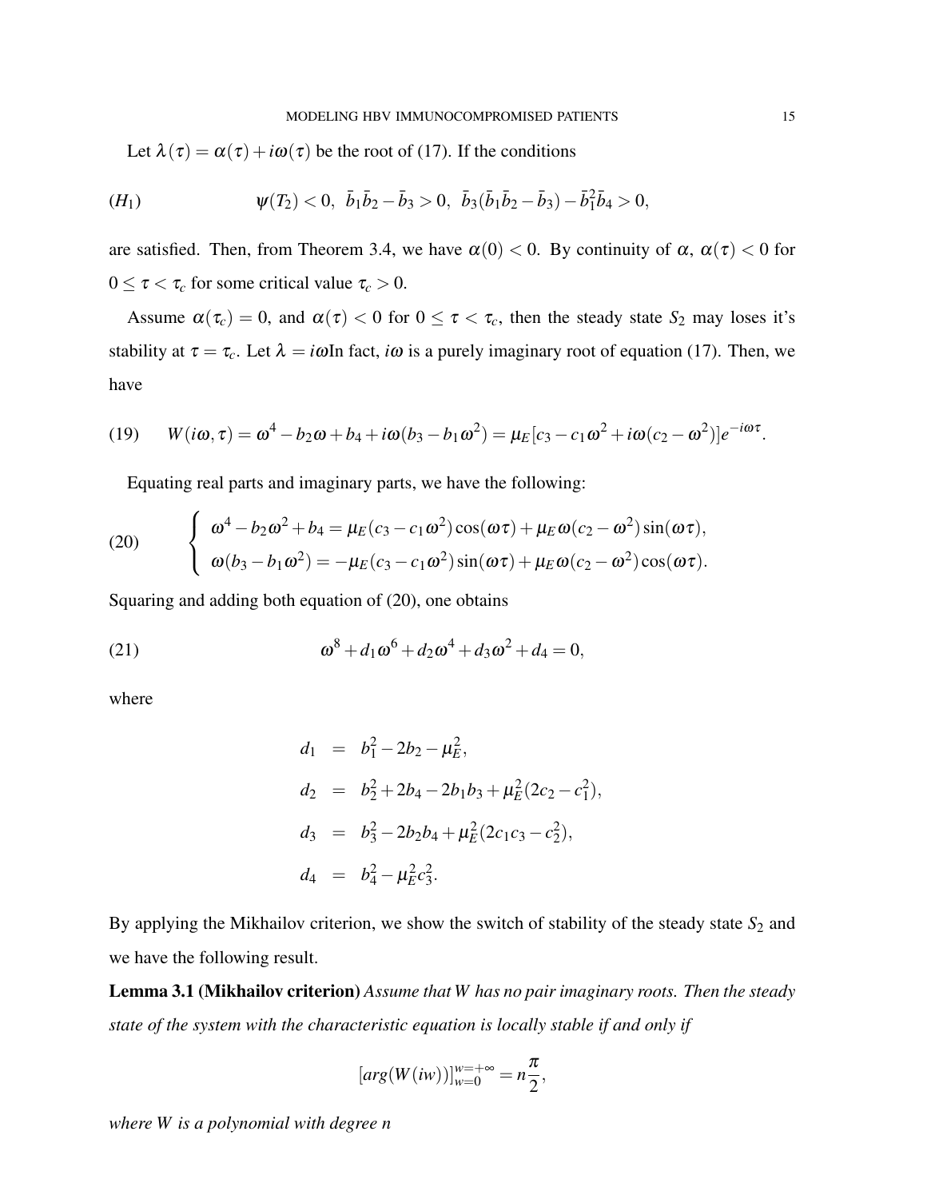Let $\lambda(\tau) = \alpha(\tau) + i\omega(\tau)$ be the root of (17). If the conditions

$$(H_1) \qquad \psi(T_2) < 0, \ \bar{b}_1\bar{b}_2 - \bar{b}_3 > 0, \ \bar{b}_3(\bar{b}_1\bar{b}_2 - \bar{b}_3) - \bar{b}_1^2\bar{b}_4 > 0,$$

are satisfied. Then, from Theorem 3.4, we have $\alpha(0) < 0$. By continuity of $\alpha$, $\alpha(\tau) < 0$ for $0 \leq \tau < \tau_c$ for some critical value $\tau_c > 0$.

Assume $\alpha(\tau_c) = 0$, and $\alpha(\tau) < 0$ for $0 \leq \tau < \tau_c$, then the steady state $S_2$ may loses it's stability at $\tau = \tau_c$. Let $\lambda = i\omega$In fact, $i\omega$ is a purely imaginary root of equation (17). Then, we have

$$W(i\omega, \tau) = \omega^4 - b_2\omega + b_4 + i\omega(b_3 - b_1\omega^2) = \mu_E[c_3 - c_1\omega^2 + i\omega(c_2 - \omega^2)]e^{-i\omega\tau}. \tag{19}$$

Equating real parts and imaginary parts, we have the following:

$$\begin{cases} \omega^4 - b_2\omega^2 + b_4 = \mu_E(c_3 - c_1\omega^2)\cos(\omega\tau) + \mu_E\omega(c_2 - \omega^2)\sin(\omega\tau), \\ \omega(b_3 - b_1\omega^2) = -\mu_E(c_3 - c_1\omega^2)\sin(\omega\tau) + \mu_E\omega(c_2 - \omega^2)\cos(\omega\tau). \end{cases} \tag{20}$$

Squaring and adding both equation of (20), one obtains

$$\omega^8 + d_1\omega^6 + d_2\omega^4 + d_3\omega^2 + d_4 = 0, \tag{21}$$

where

$$\begin{aligned} d_1 &= b_1^2 - 2b_2 - \mu_E^2, \\ d_2 &= b_2^2 + 2b_4 - 2b_1b_3 + \mu_E^2(2c_2 - c_1^2), \\ d_3 &= b_3^2 - 2b_2b_4 + \mu_E^2(2c_1c_3 - c_2^2), \\ d_4 &= b_4^2 - \mu_E^2c_3^2. \end{aligned}$$

By applying the Mikhailov criterion, we show the switch of stability of the steady state $S_2$ and we have the following result.

**Lemma 3.1 (Mikhailov criterion)** *Assume that $W$ has no pair imaginary roots. Then the steady state of the system with the characteristic equation is locally stable if and only if*

$$[arg(W(iw))]_{w=0}^{w=+\infty} = n\frac{\pi}{2},$$

*where $W$ is a polynomial with degree $n$*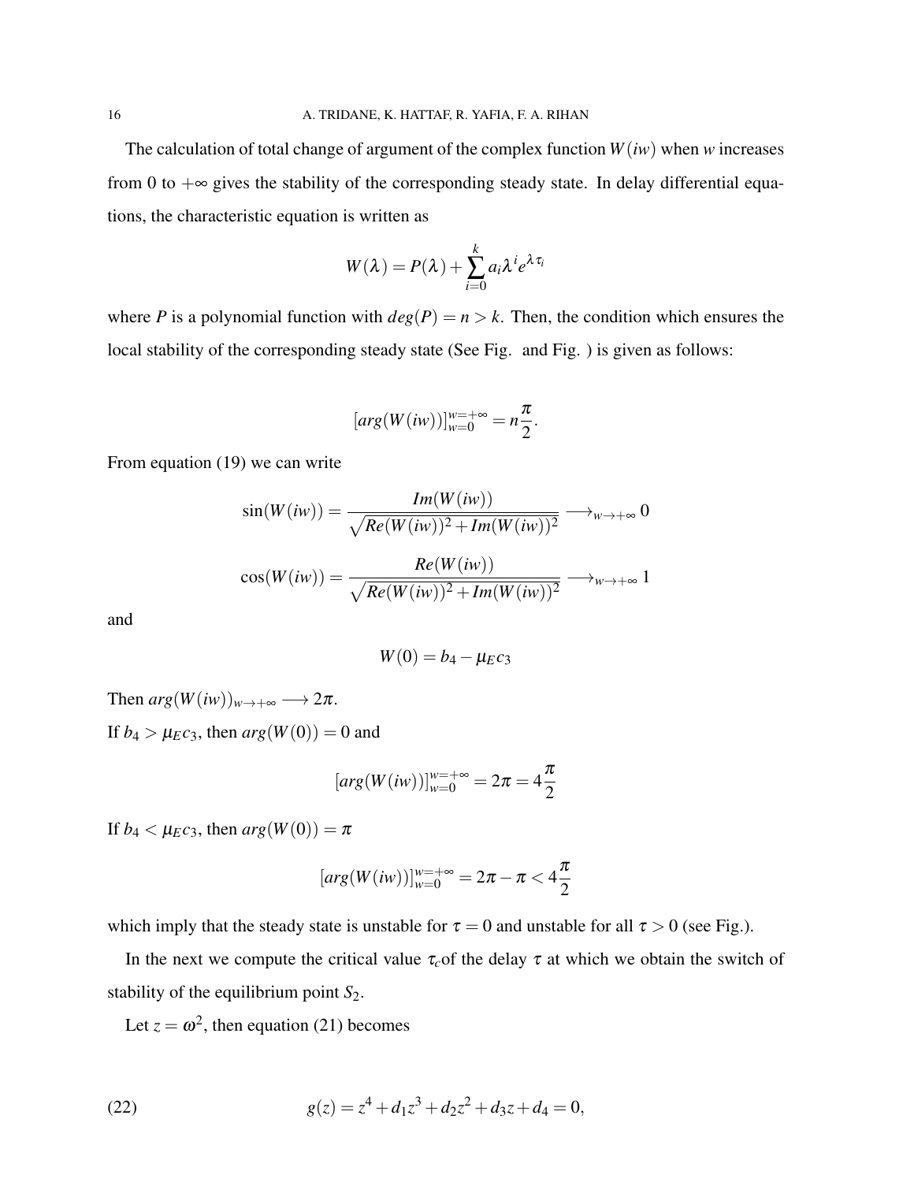The calculation of total change of argument of the complex function $W(iw)$ when $w$ increases from 0 to $+\infty$ gives the stability of the corresponding steady state. In delay differential equations, the characteristic equation is written as

$$W(\lambda) = P(\lambda) + \sum_{i=0}^{k} a_i \lambda^i e^{\lambda \tau_i}$$

where $P$ is a polynomial function with $deg(P) = n > k$. Then, the condition which ensures the local stability of the corresponding steady state (See Fig. and Fig. ) is given as follows:

$$[arg(W(iw))]_{w=0}^{w=+\infty} = n\frac{\pi}{2}.$$

From equation (19) we can write

$$\sin(W(iw)) = \frac{Im(W(iw))}{\sqrt{Re(W(iw))^2 + Im(W(iw))^2}} \longrightarrow_{w \to +\infty} 0$$

$$\cos(W(iw)) = \frac{Re(W(iw))}{\sqrt{Re(W(iw))^2 + Im(W(iw))^2}} \longrightarrow_{w \to +\infty} 1$$

and

$$W(0) = b_4 - \mu_E c_3$$

Then $arg(W(iw))_{w \to +\infty} \longrightarrow 2\pi$.

If $b_4 > \mu_E c_3$, then $arg(W(0)) = 0$ and

$$[arg(W(iw))]_{w=0}^{w=+\infty} = 2\pi = 4\frac{\pi}{2}$$

If $b_4 < \mu_E c_3$, then $arg(W(0)) = \pi$

$$[arg(W(iw))]_{w=0}^{w=+\infty} = 2\pi - \pi < 4\frac{\pi}{2}$$

which imply that the steady state is unstable for $\tau = 0$ and unstable for all $\tau > 0$ (see Fig.).

In the next we compute the critical value $\tau_c$of the delay $\tau$ at which we obtain the switch of stability of the equilibrium point $S_2$.

Let $z = \omega^2$, then equation (21) becomes

$$g(z) = z^4 + d_1 z^3 + d_2 z^2 + d_3 z + d_4 = 0, \tag{22}$$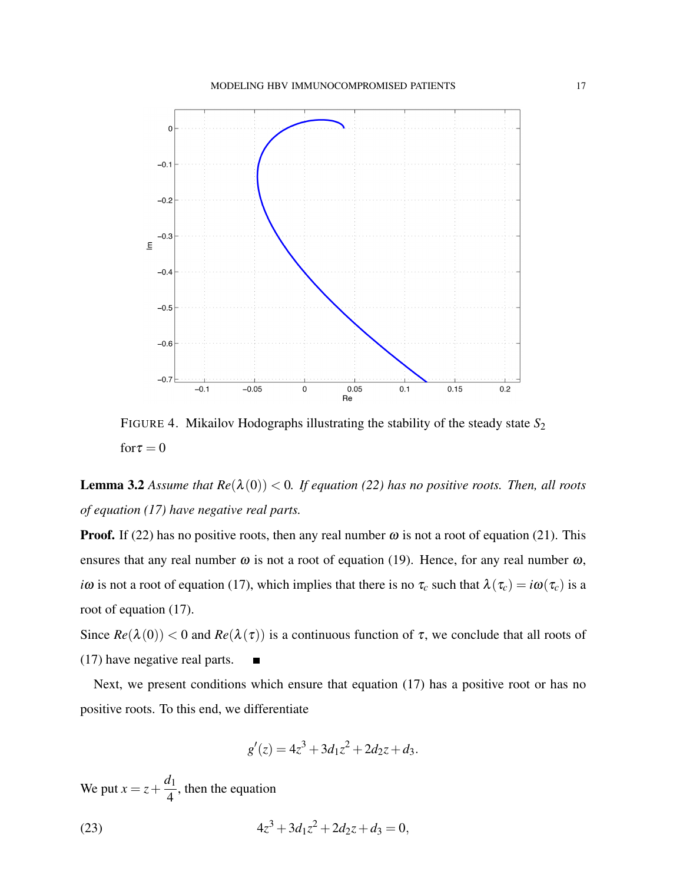FIGURE 4. Mikailov Hodographs illustrating the stability of the steady state $S_2$ for$\tau = 0$

**Lemma 3.2** *Assume that $Re(\lambda(0)) < 0$. If equation (22) has no positive roots. Then, all roots of equation (17) have negative real parts.*

**Proof.** If (22) has no positive roots, then any real number $\omega$ is not a root of equation (21). This ensures that any real number $\omega$ is not a root of equation (19). Hence, for any real number $\omega$, $i\omega$ is not a root of equation (17), which implies that there is no $\tau_c$ such that $\lambda(\tau_c) = i\omega(\tau_c)$ is a root of equation (17).

Since $Re(\lambda(0)) < 0$ and $Re(\lambda(\tau))$ is a continuous function of $\tau$, we conclude that all roots of (17) have negative real parts. ■

Next, we present conditions which ensure that equation (17) has a positive root or has no positive roots. To this end, we differentiate

$$g'(z) = 4z^3 + 3d_1 z^2 + 2d_2 z + d_3.$$

We put $x = z + \dfrac{d_1}{4}$, then the equation

$$4z^3 + 3d_1 z^2 + 2d_2 z + d_3 = 0, \tag{23}$$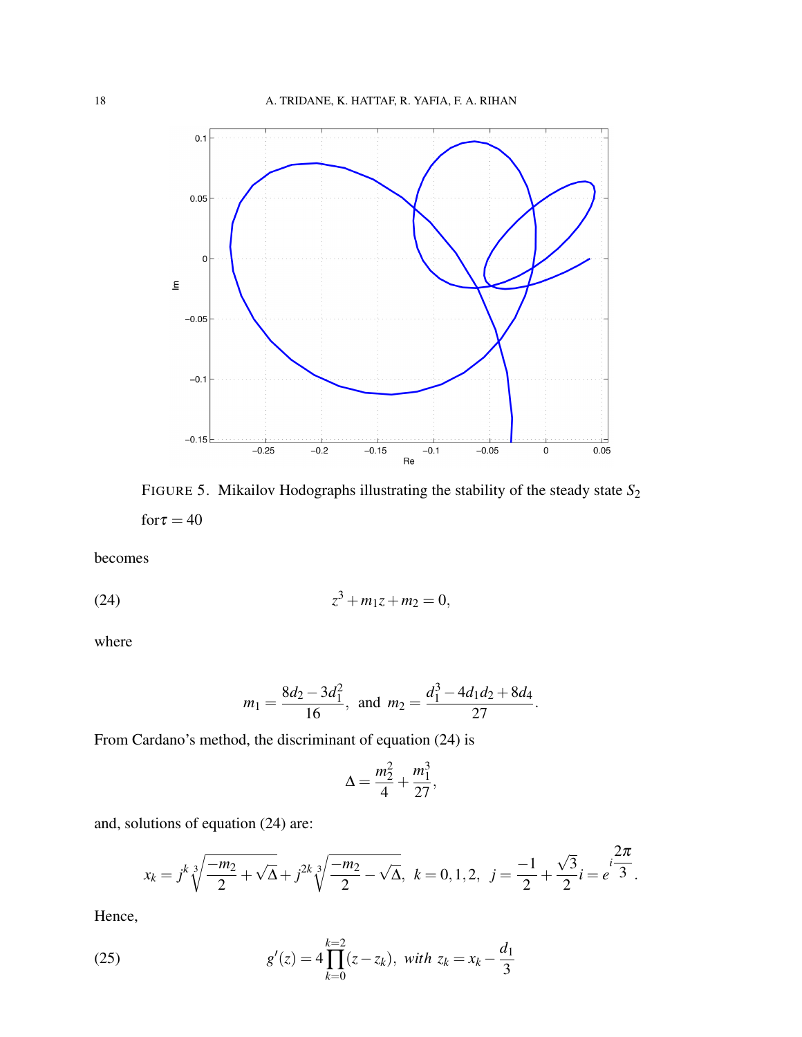FIGURE 5. Mikailov Hodographs illustrating the stability of the steady state $S_2$ for $\tau = 40$

becomes

$$z^3 + m_1 z + m_2 = 0, \tag{24}$$

where

$$m_1 = \frac{8d_2 - 3d_1^2}{16}, \text{ and } m_2 = \frac{d_1^3 - 4d_1 d_2 + 8d_4}{27}.$$

From Cardano's method, the discriminant of equation (24) is

$$\Delta = \frac{m_2^2}{4} + \frac{m_1^3}{27},$$

and, solutions of equation (24) are:

$$x_k = j^k \sqrt[3]{\frac{-m_2}{2} + \sqrt{\Delta}} + j^{2k} \sqrt[3]{\frac{-m_2}{2} - \sqrt{\Delta}}, \ k = 0, 1, 2, \ j = \frac{-1}{2} + \frac{\sqrt{3}}{2} i = e^{i\frac{2\pi}{3}}.$$

Hence,

$$g'(z) = 4 \prod_{k=0}^{k=2} (z - z_k), \ \textit{with} \ z_k = x_k - \frac{d_1}{3} \tag{25}$$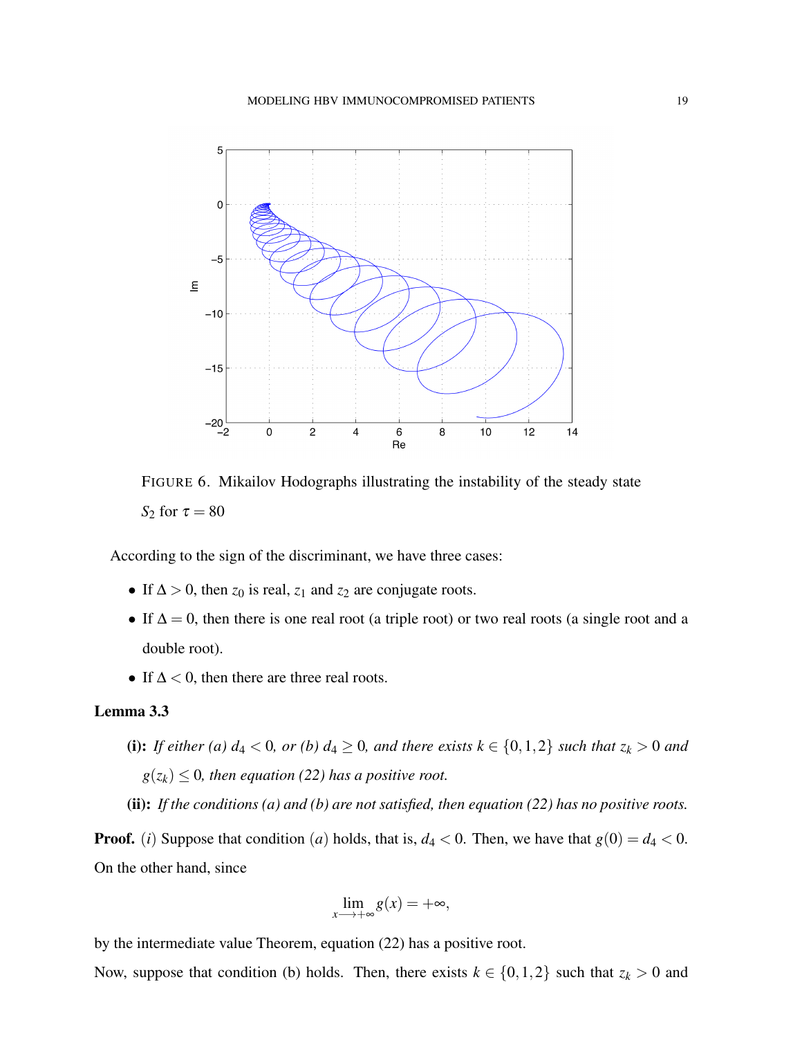FIGURE 6. Mikailov Hodographs illustrating the instability of the steady state $S_2$ for $\tau = 80$

According to the sign of the discriminant, we have three cases:

- If $\Delta > 0$, then $z_0$ is real, $z_1$ and $z_2$ are conjugate roots.
- If $\Delta = 0$, then there is one real root (a triple root) or two real roots (a single root and a double root).
- If $\Delta < 0$, then there are three real roots.

**Lemma 3.3**

**(i):** *If either (a) $d_4 < 0$, or (b) $d_4 \geq 0$, and there exists $k \in \{0,1,2\}$ such that $z_k > 0$ and $g(z_k) \leq 0$, then equation (22) has a positive root.*

**(ii):** *If the conditions (a) and (b) are not satisfied, then equation (22) has no positive roots.*

**Proof.** $(i)$ Suppose that condition $(a)$ holds, that is, $d_4 < 0$. Then, we have that $g(0) = d_4 < 0$. On the other hand, since

$$\lim_{x \longrightarrow +\infty} g(x) = +\infty,$$

by the intermediate value Theorem, equation (22) has a positive root.

Now, suppose that condition (b) holds. Then, there exists $k \in \{0,1,2\}$ such that $z_k > 0$ and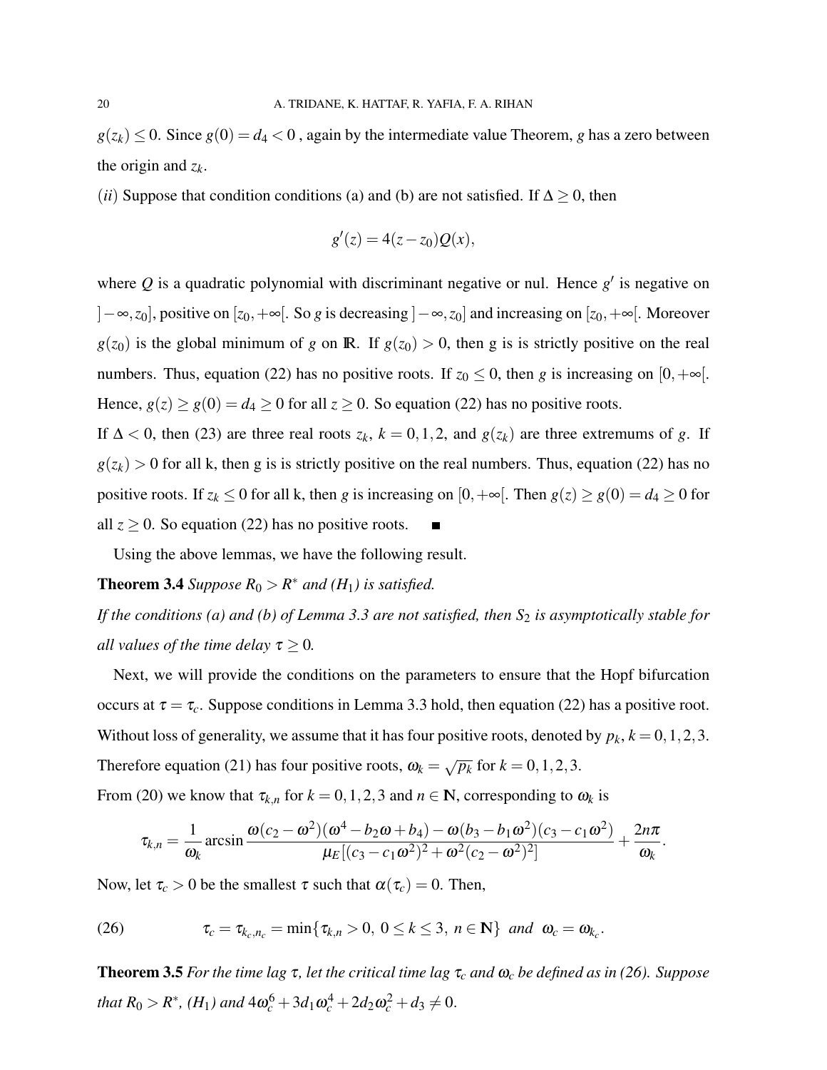$g(z_k) \leq 0$. Since $g(0) = d_4 < 0$ , again by the intermediate value Theorem, $g$ has a zero between the origin and $z_k$.

$(ii)$ Suppose that condition conditions (a) and (b) are not satisfied. If $\Delta \geq 0$, then

$$g'(z) = 4(z - z_0)Q(x),$$

where $Q$ is a quadratic polynomial with discriminant negative or nul. Hence $g'$ is negative on $]-\infty, z_0]$, positive on $[z_0, +\infty[$. So $g$ is decreasing $]-\infty, z_0]$ and increasing on $[z_0, +\infty[$. Moreover $g(z_0)$ is the global minimum of $g$ on $\mathbb{R}$. If $g(z_0) > 0$, then g is is strictly positive on the real numbers. Thus, equation (22) has no positive roots. If $z_0 \leq 0$, then $g$ is increasing on $[0, +\infty[$. Hence, $g(z) \geq g(0) = d_4 \geq 0$ for all $z \geq 0$. So equation (22) has no positive roots.

If $\Delta < 0$, then (23) are three real roots $z_k$, $k = 0, 1, 2$, and $g(z_k)$ are three extremums of $g$. If $g(z_k) > 0$ for all k, then g is is strictly positive on the real numbers. Thus, equation (22) has no positive roots. If $z_k \leq 0$ for all k, then $g$ is increasing on $[0, +\infty[$. Then $g(z) \geq g(0) = d_4 \geq 0$ for all $z \geq 0$. So equation (22) has no positive roots. ■

Using the above lemmas, we have the following result.

**Theorem 3.4** *Suppose $R_0 > R^*$ and $(H_1)$ is satisfied.*

*If the conditions (a) and (b) of Lemma 3.3 are not satisfied, then $S_2$ is asymptotically stable for all values of the time delay $\tau \geq 0$.*

Next, we will provide the conditions on the parameters to ensure that the Hopf bifurcation occurs at $\tau = \tau_c$. Suppose conditions in Lemma 3.3 hold, then equation (22) has a positive root. Without loss of generality, we assume that it has four positive roots, denoted by $p_k$, $k = 0, 1, 2, 3$. Therefore equation (21) has four positive roots, $\omega_k = \sqrt{p_k}$ for $k = 0, 1, 2, 3$.

From (20) we know that $\tau_{k,n}$ for $k = 0, 1, 2, 3$ and $n \in \mathbf{N}$, corresponding to $\omega_k$ is

$$\tau_{k,n} = \frac{1}{\omega_k} \arcsin \frac{\omega(c_2 - \omega^2)(\omega^4 - b_2\omega + b_4) - \omega(b_3 - b_1\omega^2)(c_3 - c_1\omega^2)}{\mu_E[(c_3 - c_1\omega^2)^2 + \omega^2(c_2 - \omega^2)^2]} + \frac{2n\pi}{\omega_k}.$$

Now, let $\tau_c > 0$ be the smallest $\tau$ such that $\alpha(\tau_c) = 0$. Then,

$$\tau_c = \tau_{k_c, n_c} = \min\{\tau_{k,n} > 0,\ 0 \leq k \leq 3,\ n \in \mathbf{N}\} \ \text{and} \ \ \omega_c = \omega_{k_c}. \tag{26}$$

**Theorem 3.5** *For the time lag $\tau$, let the critical time lag $\tau_c$ and $\omega_c$ be defined as in (26). Suppose that $R_0 > R^*$, $(H_1)$ and $4\omega_c^6 + 3d_1\omega_c^4 + 2d_2\omega_c^2 + d_3 \neq 0$.*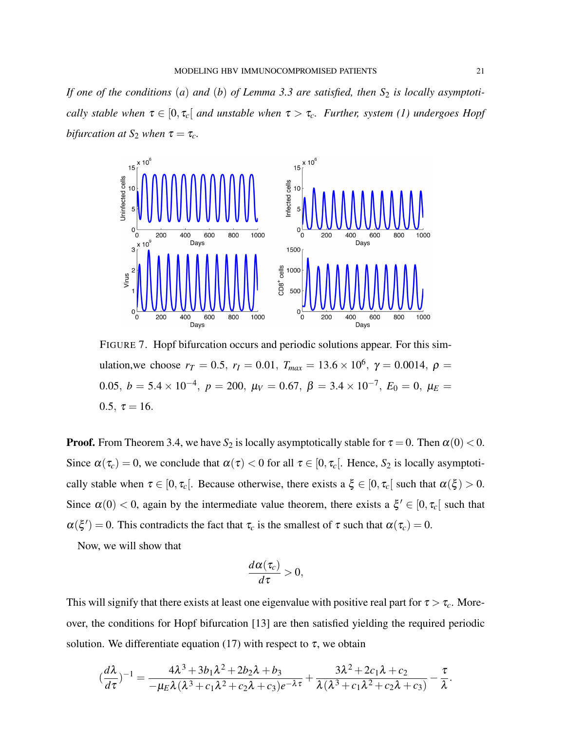*If one of the conditions $(a)$ and $(b)$ of Lemma 3.3 are satisfied, then $S_2$ is locally asymptotically stable when $\tau \in [0, \tau_c[$ and unstable when $\tau > \tau_c$. Further, system (1) undergoes Hopf bifurcation at $S_2$ when $\tau = \tau_c$.*

FIGURE 7. Hopf bifurcation occurs and periodic solutions appear. For this simulation,we choose $r_T = 0.5,\ r_I = 0.01,\ T_{max} = 13.6 \times 10^6,\ \gamma = 0.0014,\ \rho = 0.05,\ b = 5.4 \times 10^{-4},\ p = 200,\ \mu_V = 0.67,\ \beta = 3.4 \times 10^{-7},\ E_0 = 0,\ \mu_E = 0.5,\ \tau = 16.$

**Proof.** From Theorem 3.4, we have $S_2$ is locally asymptotically stable for $\tau = 0$. Then $\alpha(0) < 0$. Since $\alpha(\tau_c) = 0$, we conclude that $\alpha(\tau) < 0$ for all $\tau \in [0, \tau_c[$. Hence, $S_2$ is locally asymptotically stable when $\tau \in [0, \tau_c[$. Because otherwise, there exists a $\xi \in [0, \tau_c[$ such that $\alpha(\xi) > 0$. Since $\alpha(0) < 0$, again by the intermediate value theorem, there exists a $\xi' \in [0, \tau_c[$ such that $\alpha(\xi') = 0$. This contradicts the fact that $\tau_c$ is the smallest of $\tau$ such that $\alpha(\tau_c) = 0$.

Now, we will show that

$$\frac{d\alpha(\tau_c)}{d\tau} > 0,$$

This will signify that there exists at least one eigenvalue with positive real part for $\tau > \tau_c$. Moreover, the conditions for Hopf bifurcation [13] are then satisfied yielding the required periodic solution. We differentiate equation (17) with respect to $\tau$, we obtain

$$\left(\frac{d\lambda}{d\tau}\right)^{-1} = \frac{4\lambda^3 + 3b_1\lambda^2 + 2b_2\lambda + b_3}{-\mu_E \lambda(\lambda^3 + c_1\lambda^2 + c_2\lambda + c_3)e^{-\lambda\tau}} + \frac{3\lambda^2 + 2c_1\lambda + c_2}{\lambda(\lambda^3 + c_1\lambda^2 + c_2\lambda + c_3)} - \frac{\tau}{\lambda}.$$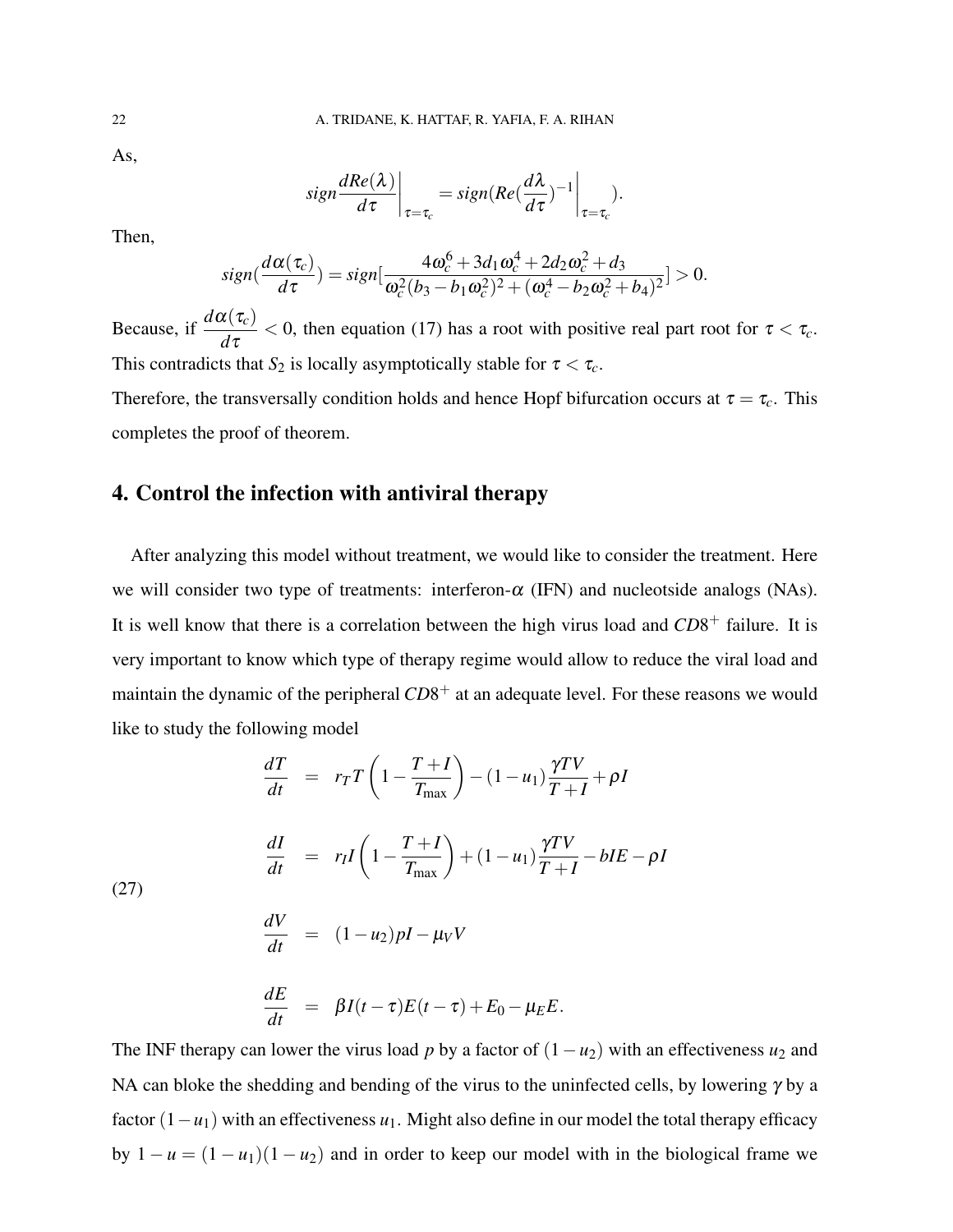As,

$$sign\frac{dRe(\lambda)}{d\tau}\bigg|_{\tau=\tau_c} = sign(Re(\frac{d\lambda}{d\tau})^{-1}\bigg|_{\tau=\tau_c}).$$

Then,

$$sign(\frac{d\alpha(\tau_c)}{d\tau}) = sign[\frac{4\omega_c^6+3d_1\omega_c^4+2d_2\omega_c^2+d_3}{\omega_c^2(b_3-b_1\omega_c^2)^2+(\omega_c^4-b_2\omega_c^2+b_4)^2}] > 0.$$

Because, if $\dfrac{d\alpha(\tau_c)}{d\tau} < 0$, then equation (17) has a root with positive real part root for $\tau < \tau_c$. This contradicts that $S_2$ is locally asymptotically stable for $\tau < \tau_c$.

Therefore, the transversally condition holds and hence Hopf bifurcation occurs at $\tau = \tau_c$. This completes the proof of theorem.

## 4. Control the infection with antiviral therapy

After analyzing this model without treatment, we would like to consider the treatment. Here we will consider two type of treatments: interferon-$\alpha$ (IFN) and nucleotside analogs (NAs). It is well know that there is a correlation between the high virus load and $CD8^+$ failure. It is very important to know which type of therapy regime would allow to reduce the viral load and maintain the dynamic of the peripheral $CD8^+$ at an adequate level. For these reasons we would like to study the following model

$$\begin{aligned}
\frac{dT}{dt} &= r_T T\left(1-\frac{T+I}{T_{\max}}\right)-(1-u_1)\frac{\gamma TV}{T+I}+\rho I \\
\frac{dI}{dt} &= r_I I\left(1-\frac{T+I}{T_{\max}}\right)+(1-u_1)\frac{\gamma TV}{T+I}-bIE-\rho I \\
\frac{dV}{dt} &= (1-u_2)pI-\mu_V V \\
\frac{dE}{dt} &= \beta I(t-\tau)E(t-\tau)+E_0-\mu_E E.
\end{aligned} \tag{27}$$

The INF therapy can lower the virus load $p$ by a factor of $(1-u_2)$ with an effectiveness $u_2$ and NA can bloke the shedding and bending of the virus to the uninfected cells, by lowering $\gamma$ by a factor $(1-u_1)$ with an effectiveness $u_1$. Might also define in our model the total therapy efficacy by $1-u = (1-u_1)(1-u_2)$ and in order to keep our model with in the biological frame we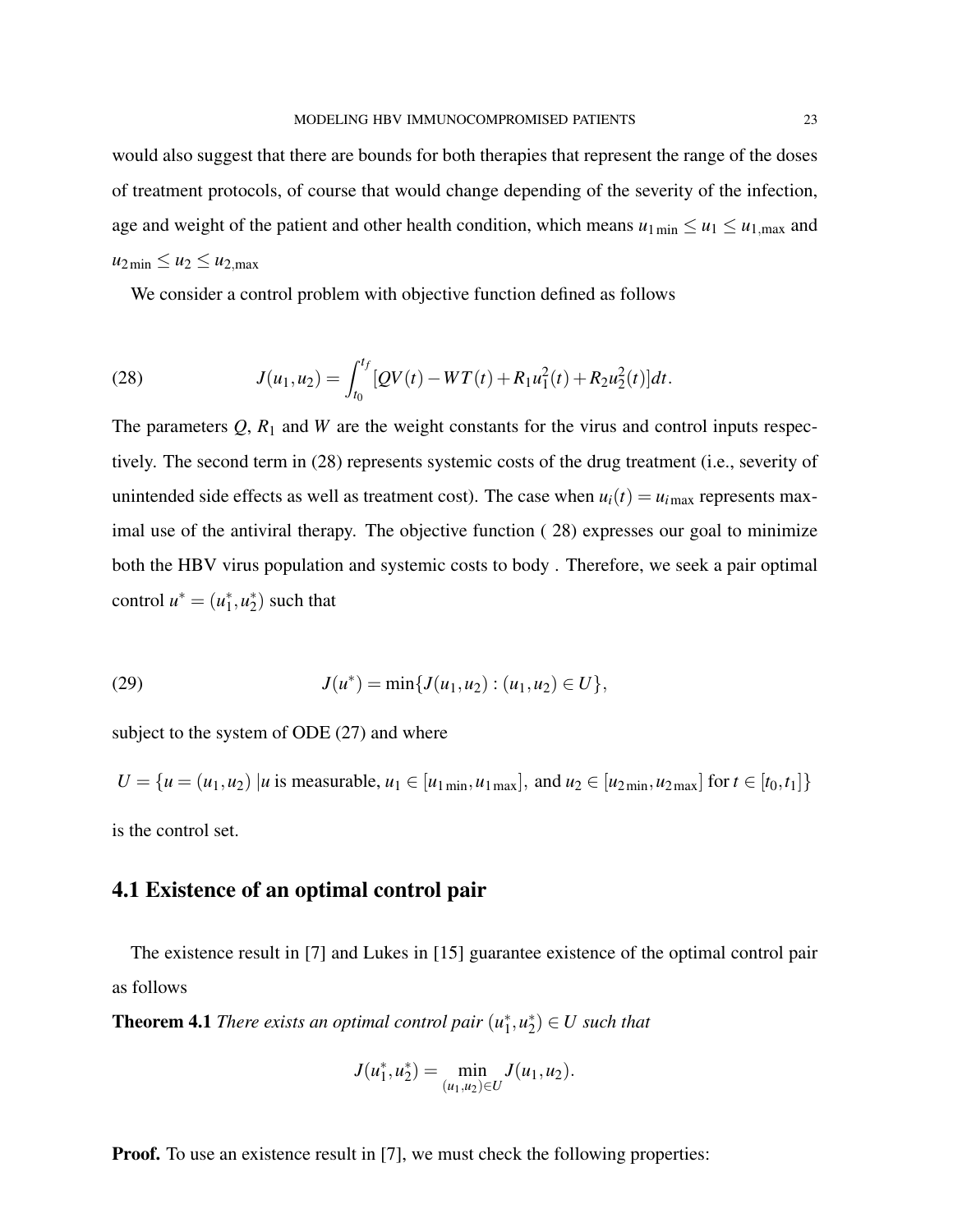would also suggest that there are bounds for both therapies that represent the range of the doses of treatment protocols, of course that would change depending of the severity of the infection, age and weight of the patient and other health condition, which means $u_{1\min} \leq u_1 \leq u_{1,\max}$ and $u_{2\min} \leq u_2 \leq u_{2,\max}$

We consider a control problem with objective function defined as follows

$$J(u_1,u_2) = \int_{t_0}^{t_f} [QV(t) - WT(t) + R_1 u_1^2(t) + R_2 u_2^2(t)]dt. \tag{28}$$

The parameters $Q$, $R_1$ and $W$ are the weight constants for the virus and control inputs respectively. The second term in (28) represents systemic costs of the drug treatment (i.e., severity of unintended side effects as well as treatment cost). The case when $u_i(t) = u_{i\max}$ represents maximal use of the antiviral therapy. The objective function ( 28) expresses our goal to minimize both the HBV virus population and systemic costs to body . Therefore, we seek a pair optimal control $u^* = (u_1^*, u_2^*)$ such that

$$J(u^*) = \min\{J(u_1,u_2) : (u_1,u_2) \in U\}, \tag{29}$$

subject to the system of ODE (27) and where

$U = \{u = (u_1,u_2) \, | u \text{ is measurable}, u_1 \in [u_{1\min}, u_{1\max}], \text{ and } u_2 \in [u_{2\min}, u_{2\max}] \text{ for } t \in [t_0,t_1]\}$

is the control set.

## 4.1 Existence of an optimal control pair

The existence result in [7] and Lukes in [15] guarantee existence of the optimal control pair as follows

**Theorem 4.1** *There exists an optimal control pair $(u_1^*, u_2^*) \in U$ such that*

$$J(u_1^*, u_2^*) = \min_{(u_1,u_2) \in U} J(u_1,u_2).$$

**Proof.** To use an existence result in [7], we must check the following properties: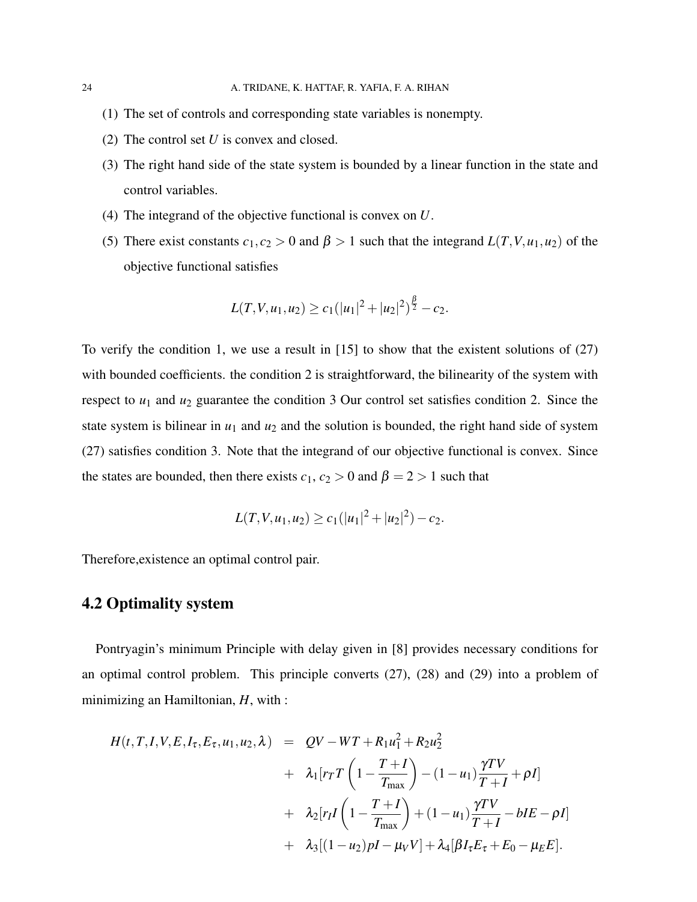(1) The set of controls and corresponding state variables is nonempty.

(2) The control set $U$ is convex and closed.

(3) The right hand side of the state system is bounded by a linear function in the state and control variables.

(4) The integrand of the objective functional is convex on $U$.

(5) There exist constants $c_1, c_2 > 0$ and $\beta > 1$ such that the integrand $L(T,V,u_1,u_2)$ of the objective functional satisfies

$$L(T,V,u_1,u_2) \geq c_1(|u_1|^2 + |u_2|^2)^{\frac{\beta}{2}} - c_2.$$

To verify the condition 1, we use a result in [15] to show that the existent solutions of (27) with bounded coefficients. the condition 2 is straightforward, the bilinearity of the system with respect to $u_1$ and $u_2$ guarantee the condition 3 Our control set satisfies condition 2. Since the state system is bilinear in $u_1$ and $u_2$ and the solution is bounded, the right hand side of system (27) satisfies condition 3. Note that the integrand of our objective functional is convex. Since the states are bounded, then there exists $c_1$, $c_2 > 0$ and $\beta = 2 > 1$ such that

$$L(T,V,u_1,u_2) \geq c_1(|u_1|^2 + |u_2|^2) - c_2.$$

Therefore,existence an optimal control pair.

## 4.2 Optimality system

Pontryagin's minimum Principle with delay given in [8] provides necessary conditions for an optimal control problem. This principle converts (27), (28) and (29) into a problem of minimizing an Hamiltonian, $H$, with :

$$\begin{aligned}
H(t,T,I,V,E,I_\tau,E_\tau,u_1,u_2,\lambda) &= QV - WT + R_1u_1^2 + R_2u_2^2 \\
&+ \lambda_1[r_T T\left(1 - \frac{T+I}{T_{\max}}\right) - (1-u_1)\frac{\gamma TV}{T+I} + \rho I] \\
&+ \lambda_2[r_I I\left(1 - \frac{T+I}{T_{\max}}\right) + (1-u_1)\frac{\gamma TV}{T+I} - bIE - \rho I] \\
&+ \lambda_3[(1-u_2)pI - \mu_V V] + \lambda_4[\beta I_\tau E_\tau + E_0 - \mu_E E].
\end{aligned}$$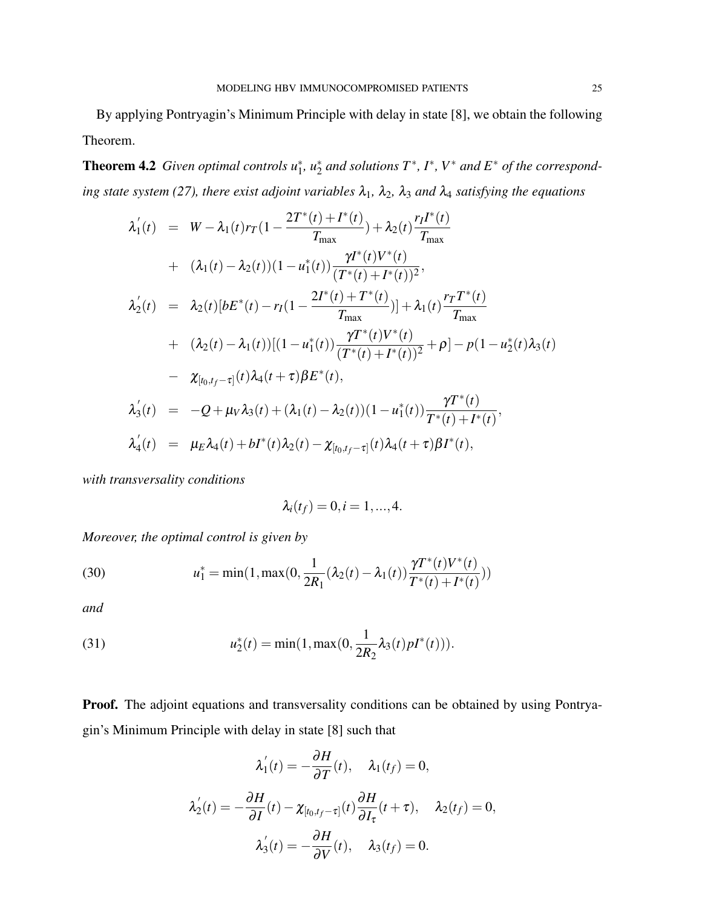By applying Pontryagin's Minimum Principle with delay in state [8], we obtain the following Theorem.

**Theorem 4.2** *Given optimal controls $u_1^*$, $u_2^*$ and solutions $T^*$, $I^*$, $V^*$ and $E^*$ of the corresponding state system (27), there exist adjoint variables $\lambda_1$, $\lambda_2$, $\lambda_3$ and $\lambda_4$ satisfying the equations*

$$
\begin{aligned}
\lambda_1'(t) &= W - \lambda_1(t) r_T \left(1 - \frac{2T^*(t) + I^*(t)}{T_{\max}}\right) + \lambda_2(t) \frac{r_I I^*(t)}{T_{\max}} \\
&+ (\lambda_1(t) - \lambda_2(t))(1 - u_1^*(t)) \frac{\gamma I^*(t) V^*(t)}{(T^*(t) + I^*(t))^2}, \\
\lambda_2'(t) &= \lambda_2(t)\left[bE^*(t) - r_I\left(1 - \frac{2I^*(t) + T^*(t)}{T_{\max}}\right)\right] + \lambda_1(t) \frac{r_T T^*(t)}{T_{\max}} \\
&+ (\lambda_2(t) - \lambda_1(t))\left[(1 - u_1^*(t)) \frac{\gamma T^*(t) V^*(t)}{(T^*(t) + I^*(t))^2} + \rho\right] - p(1 - u_2^*(t)\lambda_3(t) \\
&- \chi_{[t_0, t_f - \tau]}(t) \lambda_4(t + \tau) \beta E^*(t), \\
\lambda_3'(t) &= -Q + \mu_V \lambda_3(t) + (\lambda_1(t) - \lambda_2(t))(1 - u_1^*(t)) \frac{\gamma T^*(t)}{T^*(t) + I^*(t)}, \\
\lambda_4'(t) &= \mu_E \lambda_4(t) + bI^*(t)\lambda_2(t) - \chi_{[t_0, t_f - \tau]}(t) \lambda_4(t + \tau) \beta I^*(t),
\end{aligned}
$$

*with transversality conditions*

$$\lambda_i(t_f) = 0, i = 1, ..., 4.$$

*Moreover, the optimal control is given by*

$$u_1^* = \min\left(1, \max\left(0, \frac{1}{2R_1}(\lambda_2(t) - \lambda_1(t)) \frac{\gamma T^*(t) V^*(t)}{T^*(t) + I^*(t)}\right)\right) \tag{30}$$

*and*

$$u_2^*(t) = \min\left(1, \max\left(0, \frac{1}{2R_2} \lambda_3(t) p I^*(t)\right)\right). \tag{31}$$

**Proof.** The adjoint equations and transversality conditions can be obtained by using Pontryagin's Minimum Principle with delay in state [8] such that

$$\lambda_1'(t) = -\frac{\partial H}{\partial T}(t), \quad \lambda_1(t_f) = 0,$$

$$\lambda_2'(t) = -\frac{\partial H}{\partial I}(t) - \chi_{[t_0, t_f - \tau]}(t) \frac{\partial H}{\partial I_\tau}(t + \tau), \quad \lambda_2(t_f) = 0,$$

$$\lambda_3'(t) = -\frac{\partial H}{\partial V}(t), \quad \lambda_3(t_f) = 0.$$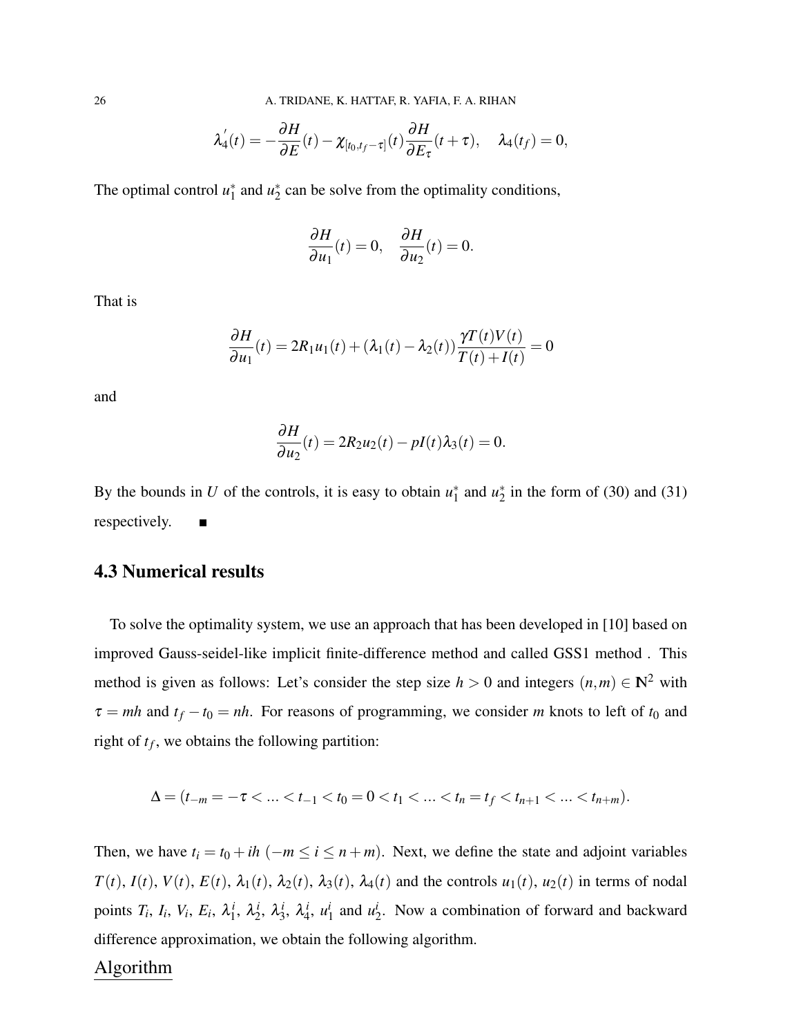$$\lambda_4'(t) = -\frac{\partial H}{\partial E}(t) - \chi_{[t_0,t_f-\tau]}(t)\frac{\partial H}{\partial E_\tau}(t+\tau), \quad \lambda_4(t_f) = 0,$$

The optimal control $u_1^*$ and $u_2^*$ can be solve from the optimality conditions,

$$\frac{\partial H}{\partial u_1}(t) = 0, \quad \frac{\partial H}{\partial u_2}(t) = 0.$$

That is

$$\frac{\partial H}{\partial u_1}(t) = 2R_1u_1(t) + (\lambda_1(t) - \lambda_2(t))\frac{\gamma T(t)V(t)}{T(t)+I(t)} = 0$$

and

$$\frac{\partial H}{\partial u_2}(t) = 2R_2u_2(t) - pI(t)\lambda_3(t) = 0.$$

By the bounds in $U$ of the controls, it is easy to obtain $u_1^*$ and $u_2^*$ in the form of (30) and (31) respectively. ■

## 4.3 Numerical results

To solve the optimality system, we use an approach that has been developed in [10] based on improved Gauss-seidel-like implicit finite-difference method and called GSS1 method . This method is given as follows: Let's consider the step size $h > 0$ and integers $(n,m) \in \mathbf{N}^2$ with $\tau = mh$ and $t_f - t_0 = nh$. For reasons of programming, we consider $m$ knots to left of $t_0$ and right of $t_f$, we obtains the following partition:

$$\Delta = (t_{-m} = -\tau < \ldots < t_{-1} < t_0 = 0 < t_1 < \ldots < t_n = t_f < t_{n+1} < \ldots < t_{n+m}).$$

Then, we have $t_i = t_0 + ih$ $(-m \leq i \leq n+m)$. Next, we define the state and adjoint variables $T(t)$, $I(t)$, $V(t)$, $E(t)$, $\lambda_1(t)$, $\lambda_2(t)$, $\lambda_3(t)$, $\lambda_4(t)$ and the controls $u_1(t)$, $u_2(t)$ in terms of nodal points $T_i$, $I_i$, $V_i$, $E_i$, $\lambda_1^i$, $\lambda_2^i$, $\lambda_3^i$, $\lambda_4^i$, $u_1^i$ and $u_2^i$. Now a combination of forward and backward difference approximation, we obtain the following algorithm.

Algorithm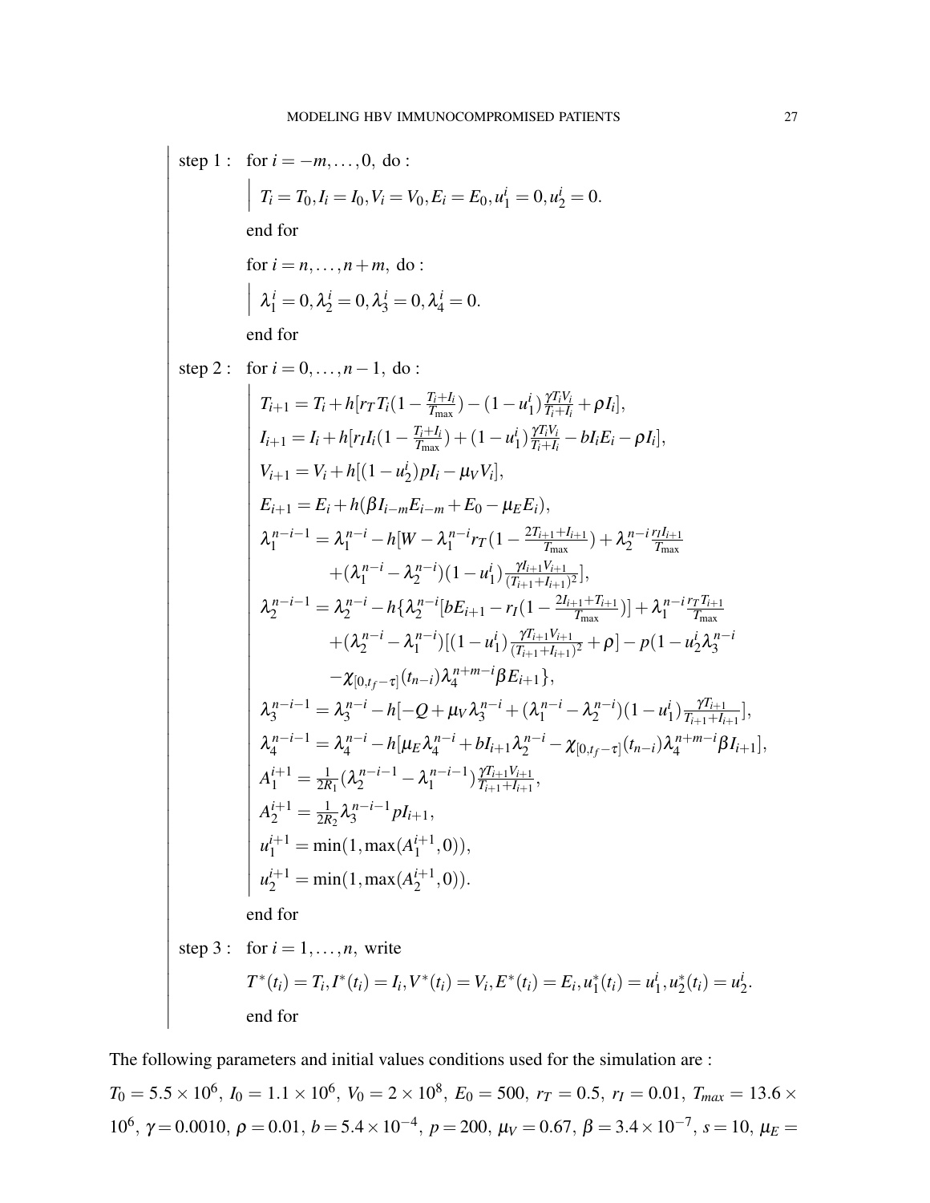step 1 : for $i = -m, \dots, 0,$ do :

$$T_i = T_0, I_i = I_0, V_i = V_0, E_i = E_0, u_1^i = 0, u_2^i = 0.$$

end for

for $i = n, \dots, n+m,$ do :

$$\lambda_1^i = 0, \lambda_2^i = 0, \lambda_3^i = 0, \lambda_4^i = 0.$$

end for

step 2 : for $i = 0, \dots, n-1,$ do :

$$T_{i+1} = T_i + h[r_T T_i(1 - \tfrac{T_i+I_i}{T_{\max}}) - (1-u_1^i)\tfrac{\gamma T_i V_i}{T_i+I_i} + \rho I_i],$$

$$I_{i+1} = I_i + h[r_I I_i(1 - \tfrac{T_i+I_i}{T_{\max}}) + (1-u_1^i)\tfrac{\gamma T_i V_i}{T_i+I_i} - bI_iE_i - \rho I_i],$$

$$V_{i+1} = V_i + h[(1-u_2^i)pI_i - \mu_V V_i],$$

$$E_{i+1} = E_i + h(\beta I_{i-m}E_{i-m} + E_0 - \mu_E E_i),$$

$$\lambda_1^{n-i-1} = \lambda_1^{n-i} - h[W - \lambda_1^{n-i} r_T(1 - \tfrac{2T_{i+1}+I_{i+1}}{T_{\max}}) + \lambda_2^{n-i}\tfrac{r_I I_{i+1}}{T_{\max}} + (\lambda_1^{n-i} - \lambda_2^{n-i})(1-u_1^i)\tfrac{\gamma I_{i+1}V_{i+1}}{(T_{i+1}+I_{i+1})^2}],$$

$$\lambda_2^{n-i-1} = \lambda_2^{n-i} - h\{\lambda_2^{n-i}[bE_{i+1} - r_I(1 - \tfrac{2I_{i+1}+T_{i+1}}{T_{\max}})] + \lambda_1^{n-i}\tfrac{r_T T_{i+1}}{T_{\max}} + (\lambda_2^{n-i} - \lambda_1^{n-i})[(1-u_1^i)\tfrac{\gamma T_{i+1}V_{i+1}}{(T_{i+1}+I_{i+1})^2} + \rho] - p(1-u_2^i\lambda_3^{n-i} - \chi_{[0,t_f-\tau]}(t_{n-i})\lambda_4^{n+m-i}\beta E_{i+1}\},$$

$$\lambda_3^{n-i-1} = \lambda_3^{n-i} - h[-Q + \mu_V\lambda_3^{n-i} + (\lambda_1^{n-i} - \lambda_2^{n-i})(1-u_1^i)\tfrac{\gamma T_{i+1}}{T_{i+1}+I_{i+1}}],$$

$$\lambda_4^{n-i-1} = \lambda_4^{n-i} - h[\mu_E\lambda_4^{n-i} + bI_{i+1}\lambda_2^{n-i} - \chi_{[0,t_f-\tau]}(t_{n-i})\lambda_4^{n+m-i}\beta I_{i+1}],$$

$$A_1^{i+1} = \tfrac{1}{2R_1}(\lambda_2^{n-i-1} - \lambda_1^{n-i-1})\tfrac{\gamma T_{i+1}V_{i+1}}{T_{i+1}+I_{i+1}},$$

$$A_2^{i+1} = \tfrac{1}{2R_2}\lambda_3^{n-i-1}pI_{i+1},$$

$$u_1^{i+1} = \min(1, \max(A_1^{i+1}, 0)),$$

$$u_2^{i+1} = \min(1, \max(A_2^{i+1}, 0)).$$

end for

step 3 : for $i = 1, \dots, n,$ write

$$T^*(t_i) = T_i, I^*(t_i) = I_i, V^*(t_i) = V_i, E^*(t_i) = E_i, u_1^*(t_i) = u_1^i, u_2^*(t_i) = u_2^i.$$

end for

The following parameters and initial values conditions used for the simulation are :

$T_0 = 5.5 \times 10^6$, $I_0 = 1.1 \times 10^6$, $V_0 = 2 \times 10^8$, $E_0 = 500$, $r_T = 0.5$, $r_I = 0.01$, $T_{max} = 13.6 \times 10^6$, $\gamma = 0.0010$, $\rho = 0.01$, $b = 5.4 \times 10^{-4}$, $p = 200$, $\mu_V = 0.67$, $\beta = 3.4 \times 10^{-7}$, $s = 10$, $\mu_E =$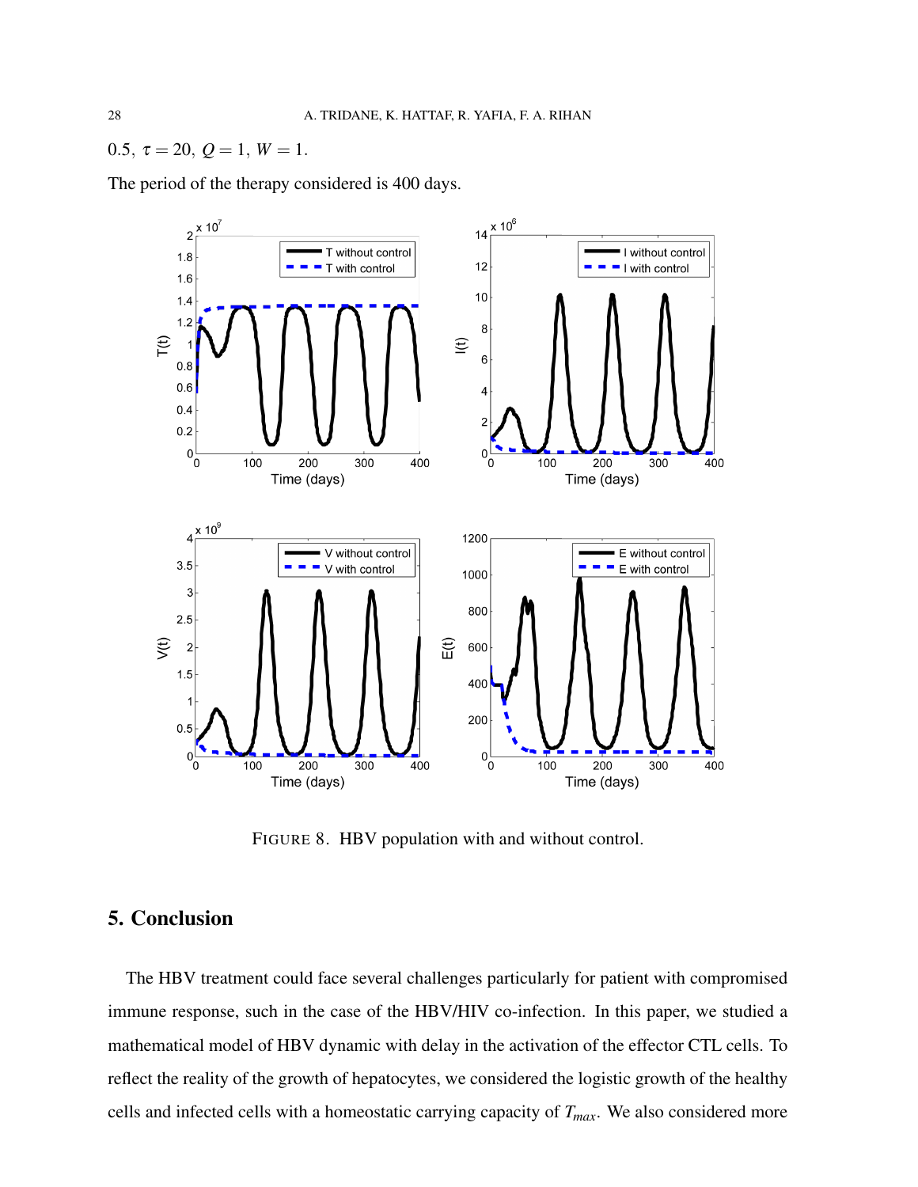0.5, $\tau = 20$, $Q = 1$, $W = 1$.

The period of the therapy considered is 400 days.

FIGURE 8. HBV population with and without control.

## 5. Conclusion

The HBV treatment could face several challenges particularly for patient with compromised immune response, such in the case of the HBV/HIV co-infection. In this paper, we studied a mathematical model of HBV dynamic with delay in the activation of the effector CTL cells. To reflect the reality of the growth of hepatocytes, we considered the logistic growth of the healthy cells and infected cells with a homeostatic carrying capacity of $T_{max}$. We also considered more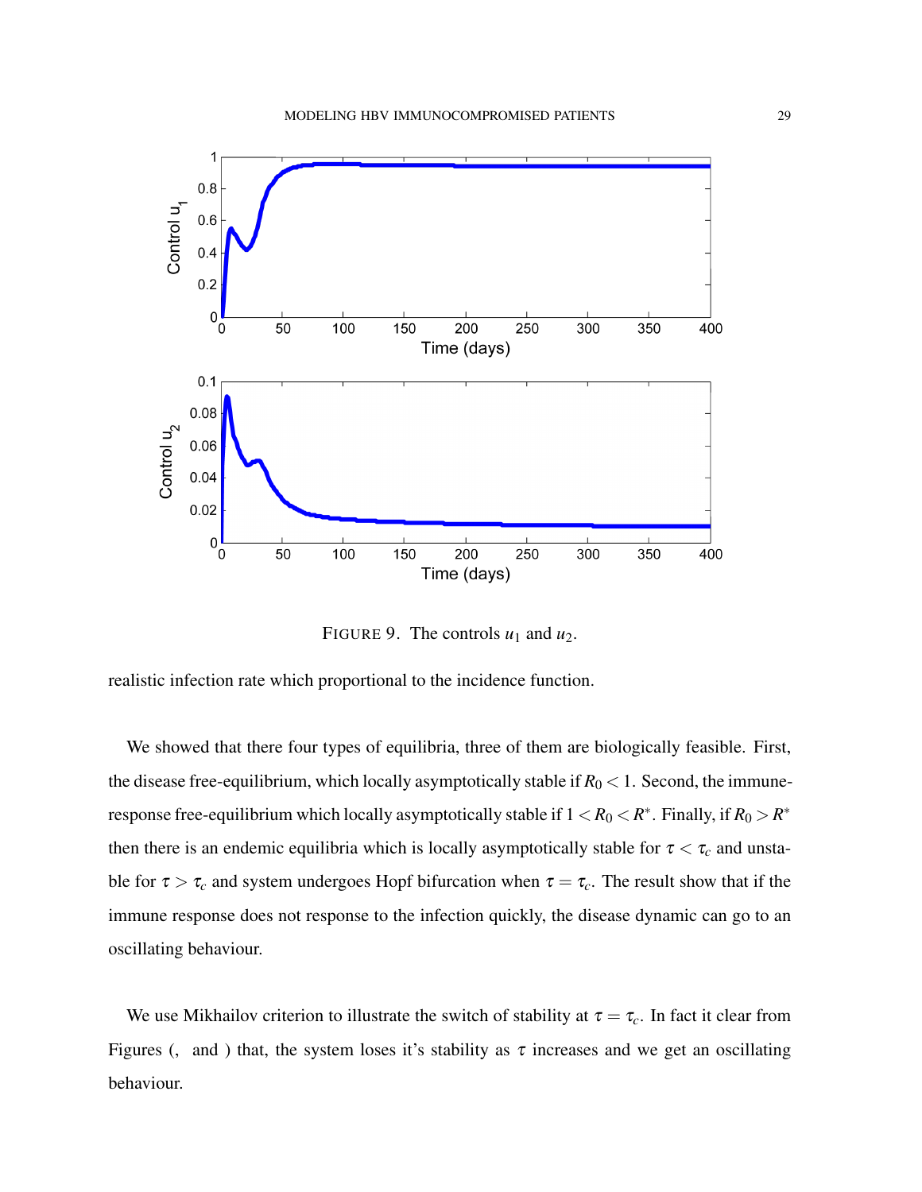FIGURE 9. The controls $u_1$ and $u_2$.

realistic infection rate which proportional to the incidence function.

We showed that there four types of equilibria, three of them are biologically feasible. First, the disease free-equilibrium, which locally asymptotically stable if $R_0 < 1$. Second, the immune-response free-equilibrium which locally asymptotically stable if $1 < R_0 < R^*$. Finally, if $R_0 > R^*$ then there is an endemic equilibria which is locally asymptotically stable for $\tau < \tau_c$ and unstable for $\tau > \tau_c$ and system undergoes Hopf bifurcation when $\tau = \tau_c$. The result show that if the immune response does not response to the infection quickly, the disease dynamic can go to an oscillating behaviour.

We use Mikhailov criterion to illustrate the switch of stability at $\tau = \tau_c$. In fact it clear from Figures (,  and ) that, the system loses it's stability as $\tau$ increases and we get an oscillating behaviour.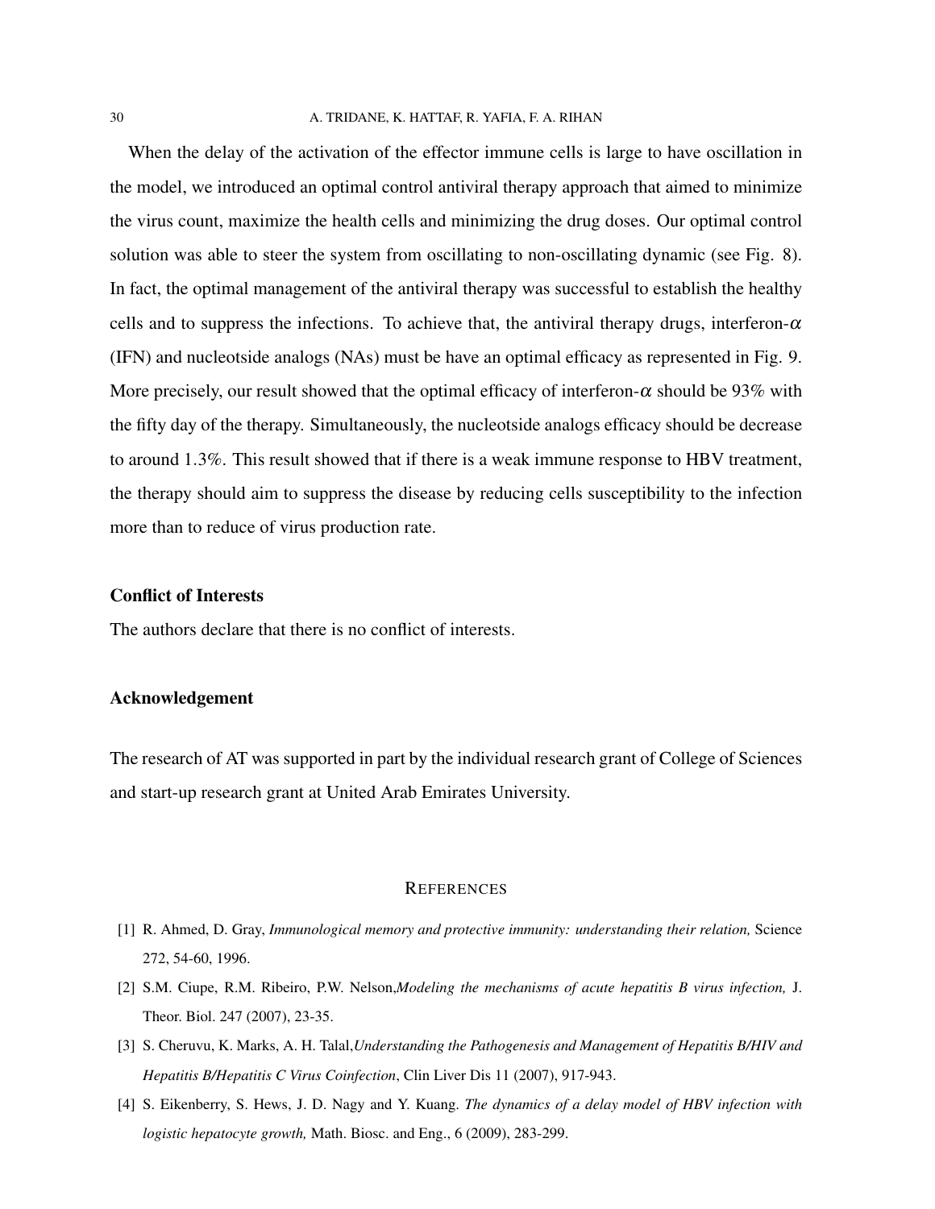When the delay of the activation of the effector immune cells is large to have oscillation in the model, we introduced an optimal control antiviral therapy approach that aimed to minimize the virus count, maximize the health cells and minimizing the drug doses. Our optimal control solution was able to steer the system from oscillating to non-oscillating dynamic (see Fig. 8). In fact, the optimal management of the antiviral therapy was successful to establish the healthy cells and to suppress the infections. To achieve that, the antiviral therapy drugs, interferon-$\alpha$ (IFN) and nucleotside analogs (NAs) must be have an optimal efficacy as represented in Fig. 9. More precisely, our result showed that the optimal efficacy of interferon-$\alpha$ should be 93% with the fifty day of the therapy. Simultaneously, the nucleotside analogs efficacy should be decrease to around 1.3%. This result showed that if there is a weak immune response to HBV treatment, the therapy should aim to suppress the disease by reducing cells susceptibility to the infection more than to reduce of virus production rate.

## Conflict of Interests

The authors declare that there is no conflict of interests.

## Acknowledgement

The research of AT was supported in part by the individual research grant of College of Sciences and start-up research grant at United Arab Emirates University.

## REFERENCES

[1] R. Ahmed, D. Gray, *Immunological memory and protective immunity: understanding their relation,* Science 272, 54-60, 1996.

[2] S.M. Ciupe, R.M. Ribeiro, P.W. Nelson,*Modeling the mechanisms of acute hepatitis B virus infection,* J. Theor. Biol. 247 (2007), 23-35.

[3] S. Cheruvu, K. Marks, A. H. Talal,*Understanding the Pathogenesis and Management of Hepatitis B/HIV and Hepatitis B/Hepatitis C Virus Coinfection*, Clin Liver Dis 11 (2007), 917-943.

[4] S. Eikenberry, S. Hews, J. D. Nagy and Y. Kuang. *The dynamics of a delay model of HBV infection with logistic hepatocyte growth,* Math. Biosc. and Eng., 6 (2009), 283-299.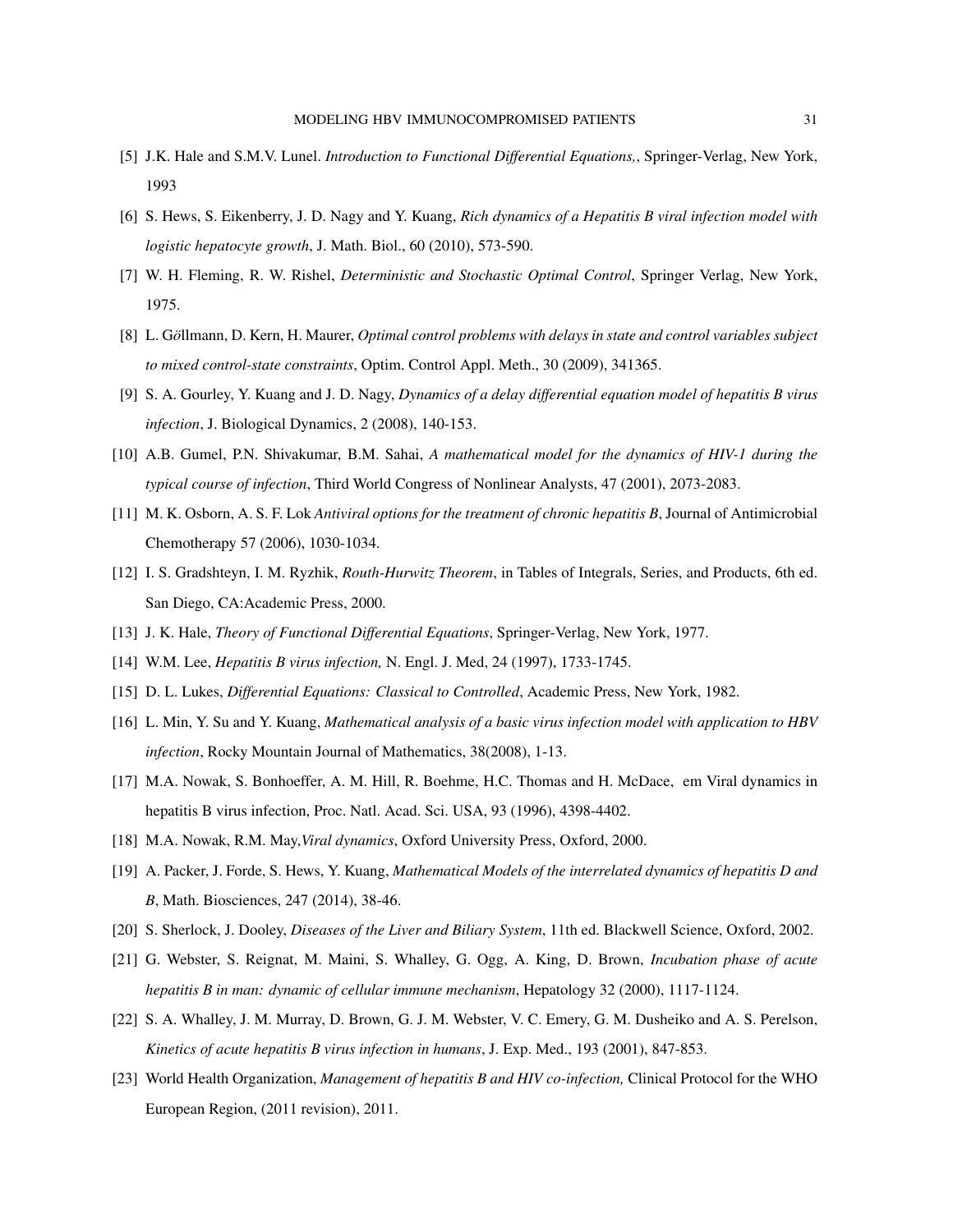[5] J.K. Hale and S.M.V. Lunel. *Introduction to Functional Differential Equations,*, Springer-Verlag, New York, 1993

[6] S. Hews, S. Eikenberry, J. D. Nagy and Y. Kuang, *Rich dynamics of a Hepatitis B viral infection model with logistic hepatocyte growth*, J. Math. Biol., 60 (2010), 573-590.

[7] W. H. Fleming, R. W. Rishel, *Deterministic and Stochastic Optimal Control*, Springer Verlag, New York, 1975.

[8] L. Göllmann, D. Kern, H. Maurer, *Optimal control problems with delays in state and control variables subject to mixed control-state constraints*, Optim. Control Appl. Meth., 30 (2009), 341365.

[9] S. A. Gourley, Y. Kuang and J. D. Nagy, *Dynamics of a delay differential equation model of hepatitis B virus infection*, J. Biological Dynamics, 2 (2008), 140-153.

[10] A.B. Gumel, P.N. Shivakumar, B.M. Sahai, *A mathematical model for the dynamics of HIV-1 during the typical course of infection*, Third World Congress of Nonlinear Analysts, 47 (2001), 2073-2083.

[11] M. K. Osborn, A. S. F. Lok *Antiviral options for the treatment of chronic hepatitis B*, Journal of Antimicrobial Chemotherapy 57 (2006), 1030-1034.

[12] I. S. Gradshteyn, I. M. Ryzhik, *Routh-Hurwitz Theorem*, in Tables of Integrals, Series, and Products, 6th ed. San Diego, CA:Academic Press, 2000.

[13] J. K. Hale, *Theory of Functional Differential Equations*, Springer-Verlag, New York, 1977.

[14] W.M. Lee, *Hepatitis B virus infection,* N. Engl. J. Med, 24 (1997), 1733-1745.

[15] D. L. Lukes, *Differential Equations: Classical to Controlled*, Academic Press, New York, 1982.

[16] L. Min, Y. Su and Y. Kuang, *Mathematical analysis of a basic virus infection model with application to HBV infection*, Rocky Mountain Journal of Mathematics, 38(2008), 1-13.

[17] M.A. Nowak, S. Bonhoeffer, A. M. Hill, R. Boehme, H.C. Thomas and H. McDace, em Viral dynamics in hepatitis B virus infection, Proc. Natl. Acad. Sci. USA, 93 (1996), 4398-4402.

[18] M.A. Nowak, R.M. May,*Viral dynamics*, Oxford University Press, Oxford, 2000.

[19] A. Packer, J. Forde, S. Hews, Y. Kuang, *Mathematical Models of the interrelated dynamics of hepatitis D and B*, Math. Biosciences, 247 (2014), 38-46.

[20] S. Sherlock, J. Dooley, *Diseases of the Liver and Biliary System*, 11th ed. Blackwell Science, Oxford, 2002.

[21] G. Webster, S. Reignat, M. Maini, S. Whalley, G. Ogg, A. King, D. Brown, *Incubation phase of acute hepatitis B in man: dynamic of cellular immune mechanism*, Hepatology 32 (2000), 1117-1124.

[22] S. A. Whalley, J. M. Murray, D. Brown, G. J. M. Webster, V. C. Emery, G. M. Dusheiko and A. S. Perelson, *Kinetics of acute hepatitis B virus infection in humans*, J. Exp. Med., 193 (2001), 847-853.

[23] World Health Organization, *Management of hepatitis B and HIV co-infection,* Clinical Protocol for the WHO European Region, (2011 revision), 2011.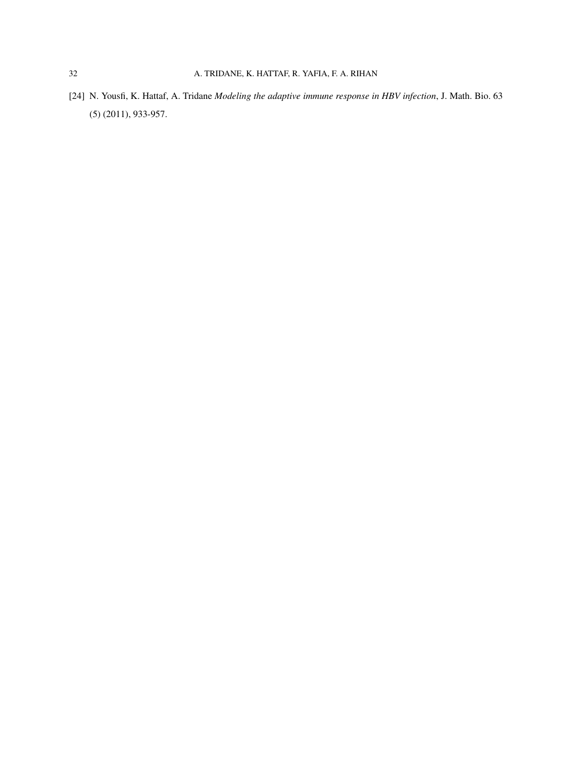[24] N. Yousfi, K. Hattaf, A. Tridane *Modeling the adaptive immune response in HBV infection*, J. Math. Bio. 63 (5) (2011), 933-957.